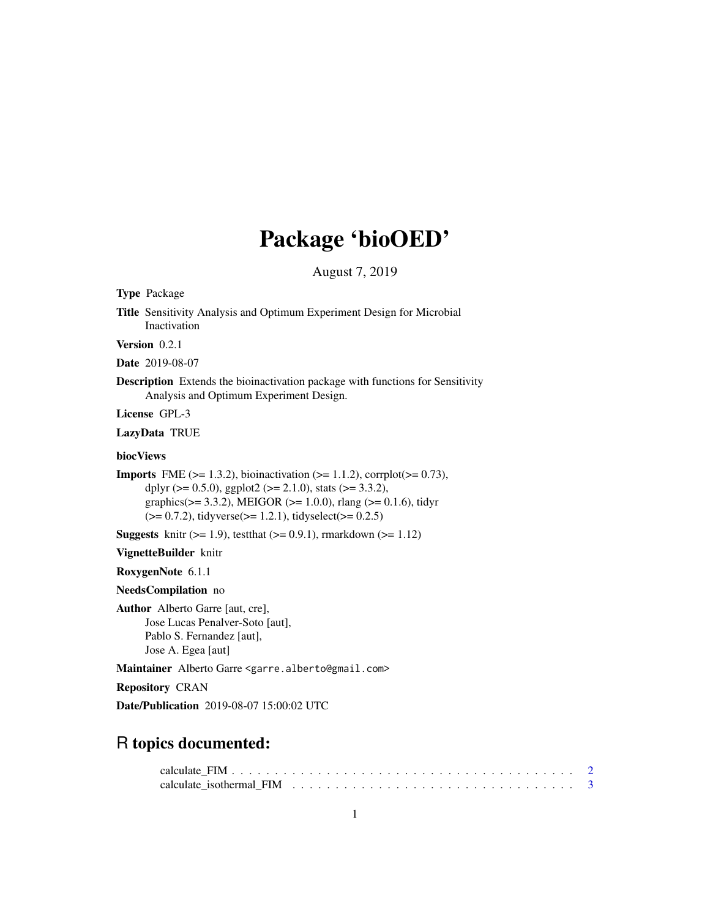# Package 'bioOED'

August 7, 2019

**Type** Package

**Title** Sensitivity Analysis and Optimum Experiment Design for Microbial Inactivation

**Version** 0.2.1

**Date** 2019-08-07

**Description** Extends the bioinactivation package with functions for Sensitivity Analysis and Optimum Experiment Design.

**License** GPL-3

**LazyData** TRUE

**biocViews**

**Imports** FME (>= 1.3.2), bioinactivation (>= 1.1.2), corrplot(>= 0.73), dplyr (>= 0.5.0), ggplot2 (>= 2.1.0), stats (>= 3.3.2), graphics(>= 3.3.2), MEIGOR (>= 1.0.0), rlang (>= 0.1.6), tidyr (>= 0.7.2), tidyverse(>= 1.2.1), tidyselect(>= 0.2.5)

**Suggests** knitr (>= 1.9), testthat (>= 0.9.1), rmarkdown (>= 1.12)

**VignetteBuilder** knitr

**RoxygenNote** 6.1.1

**NeedsCompilation** no

**Author** Alberto Garre [aut, cre], Jose Lucas Penalver-Soto [aut], Pablo S. Fernandez [aut], Jose A. Egea [aut]

**Maintainer** Alberto Garre <garre.alberto@gmail.com>

**Repository** CRAN

**Date/Publication** 2019-08-07 15:00:02 UTC

## R topics documented:

calculate_FIM . . . . . . . . . . . . . . . . . . . . . . . . . . . . . . . . . . . . . . . . 2
calculate_isothermal_FIM . . . . . . . . . . . . . . . . . . . . . . . . . . . . . . . . . 3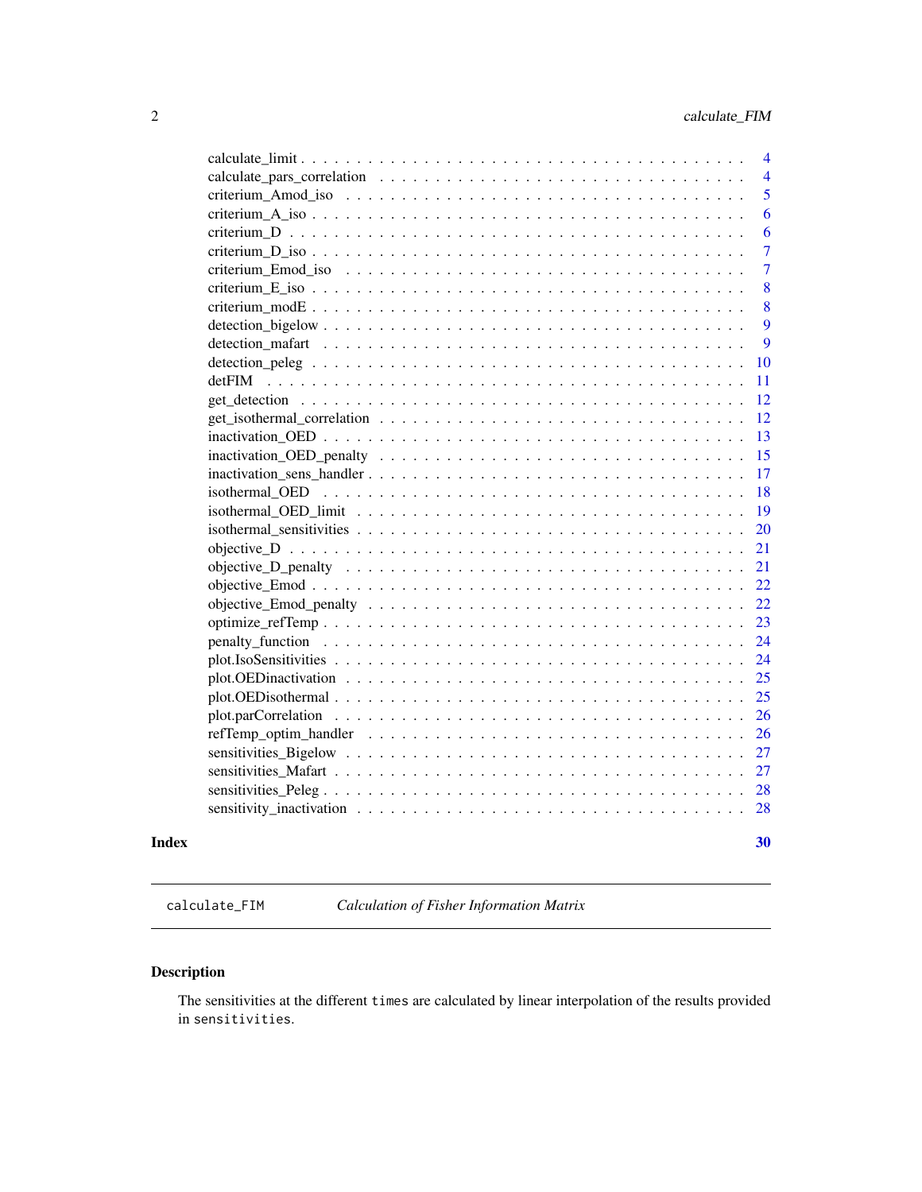calculate_limit . . . . . . . . . . . . . . . . . . . . . . . . . . . . . . . . . . . . 4
calculate_pars_correlation . . . . . . . . . . . . . . . . . . . . . . . . . . . . . 4
criterium_Amod_iso . . . . . . . . . . . . . . . . . . . . . . . . . . . . . . . . 5
criterium_A_iso . . . . . . . . . . . . . . . . . . . . . . . . . . . . . . . . . . 6
criterium_D . . . . . . . . . . . . . . . . . . . . . . . . . . . . . . . . . . . . 6
criterium_D_iso . . . . . . . . . . . . . . . . . . . . . . . . . . . . . . . . . . 7
criterium_Emod_iso . . . . . . . . . . . . . . . . . . . . . . . . . . . . . . . . 7
criterium_E_iso . . . . . . . . . . . . . . . . . . . . . . . . . . . . . . . . . . 8
criterium_modE . . . . . . . . . . . . . . . . . . . . . . . . . . . . . . . . . . 8
detection_bigelow . . . . . . . . . . . . . . . . . . . . . . . . . . . . . . . . . 9
detection_mafart . . . . . . . . . . . . . . . . . . . . . . . . . . . . . . . . . . 9
detection_peleg . . . . . . . . . . . . . . . . . . . . . . . . . . . . . . . . . . 10
detFIM . . . . . . . . . . . . . . . . . . . . . . . . . . . . . . . . . . . . . . 11
get_detection . . . . . . . . . . . . . . . . . . . . . . . . . . . . . . . . . . . 12
get_isothermal_correlation . . . . . . . . . . . . . . . . . . . . . . . . . . . . 12
inactivation_OED . . . . . . . . . . . . . . . . . . . . . . . . . . . . . . . . . 13
inactivation_OED_penalty . . . . . . . . . . . . . . . . . . . . . . . . . . . . . 15
inactivation_sens_handler . . . . . . . . . . . . . . . . . . . . . . . . . . . . . 17
isothermal_OED . . . . . . . . . . . . . . . . . . . . . . . . . . . . . . . . . . 18
isothermal_OED_limit . . . . . . . . . . . . . . . . . . . . . . . . . . . . . . . 19
isothermal_sensitivities . . . . . . . . . . . . . . . . . . . . . . . . . . . . . . 20
objective_D . . . . . . . . . . . . . . . . . . . . . . . . . . . . . . . . . . . . 21
objective_D_penalty . . . . . . . . . . . . . . . . . . . . . . . . . . . . . . . . 21
objective_Emod . . . . . . . . . . . . . . . . . . . . . . . . . . . . . . . . . . 22
objective_Emod_penalty . . . . . . . . . . . . . . . . . . . . . . . . . . . . . . 22
optimize_refTemp . . . . . . . . . . . . . . . . . . . . . . . . . . . . . . . . . 23
penalty_function . . . . . . . . . . . . . . . . . . . . . . . . . . . . . . . . . . 24
plot.IsoSensitivities . . . . . . . . . . . . . . . . . . . . . . . . . . . . . . . . 24
plot.OEDinactivation . . . . . . . . . . . . . . . . . . . . . . . . . . . . . . . 25
plot.OEDisothermal . . . . . . . . . . . . . . . . . . . . . . . . . . . . . . . . 25
plot.parCorrelation . . . . . . . . . . . . . . . . . . . . . . . . . . . . . . . . 26
refTemp_optim_handler . . . . . . . . . . . . . . . . . . . . . . . . . . . . . . 26
sensitivities_Bigelow . . . . . . . . . . . . . . . . . . . . . . . . . . . . . . . 27
sensitivities_Mafart . . . . . . . . . . . . . . . . . . . . . . . . . . . . . . . . 27
sensitivities_Peleg . . . . . . . . . . . . . . . . . . . . . . . . . . . . . . . . . 28
sensitivity_inactivation . . . . . . . . . . . . . . . . . . . . . . . . . . . . . . 28

**Index** **30**

---

`calculate_FIM` *Calculation of Fisher Information Matrix*

---

## Description

The sensitivities at the different `times` are calculated by linear interpolation of the results provided in `sensitivities`.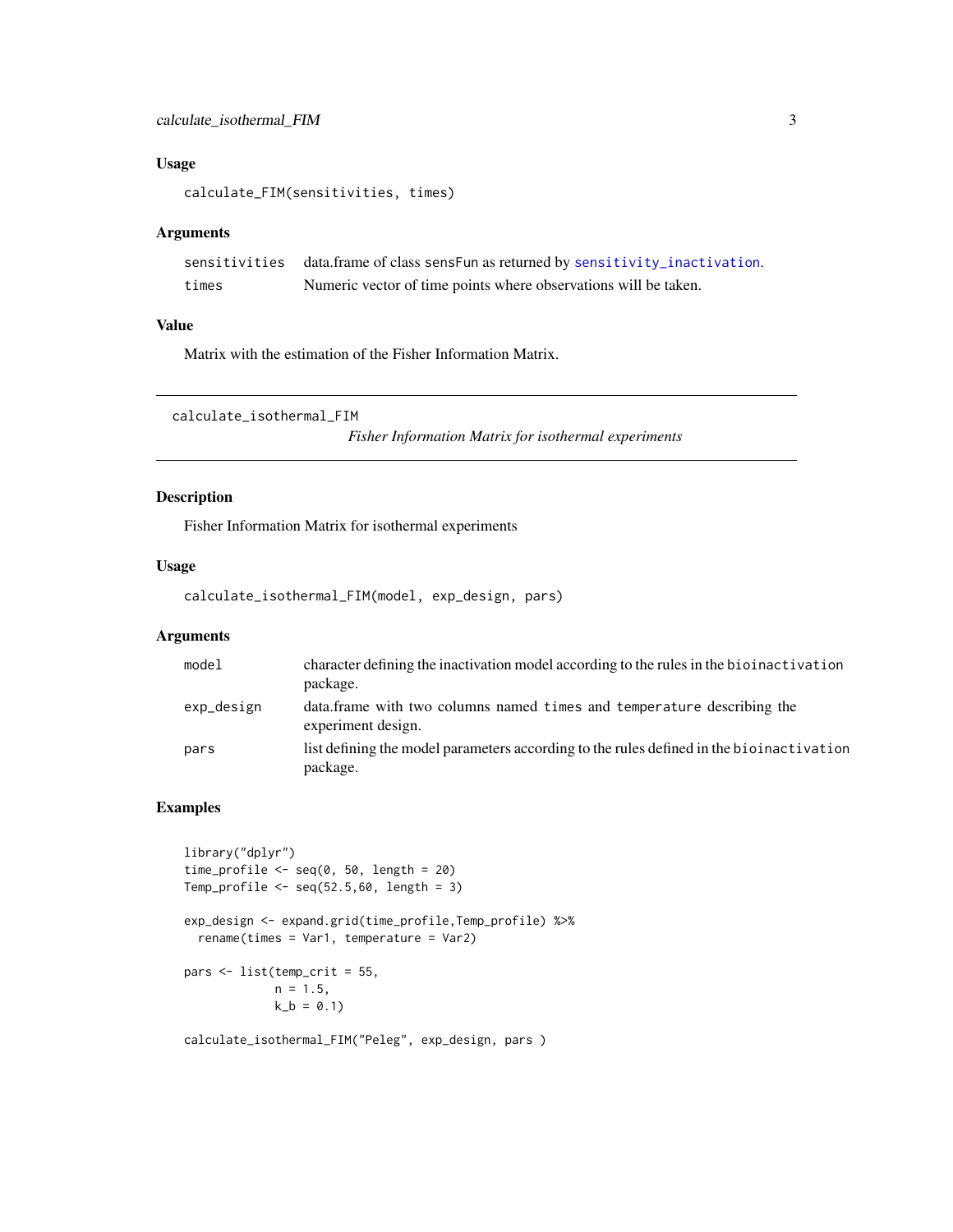### Usage

```
calculate_FIM(sensitivities, times)
```

### Arguments

| | |
|---|---|
| sensitivities | data.frame of class sensFun as returned by sensitivity_inactivation. |
| times | Numeric vector of time points where observations will be taken. |

### Value

Matrix with the estimation of the Fisher Information Matrix.

---

## calculate_isothermal_FIM

*Fisher Information Matrix for isothermal experiments*

### Description

Fisher Information Matrix for isothermal experiments

### Usage

```
calculate_isothermal_FIM(model, exp_design, pars)
```

### Arguments

| | |
|---|---|
| model | character defining the inactivation model according to the rules in the bioinactivation package. |
| exp_design | data.frame with two columns named times and temperature describing the experiment design. |
| pars | list defining the model parameters according to the rules defined in the bioinactivation package. |

### Examples

```
library("dplyr")
time_profile <- seq(0, 50, length = 20)
Temp_profile <- seq(52.5,60, length = 3)

exp_design <- expand.grid(time_profile,Temp_profile) %>%
  rename(times = Var1, temperature = Var2)

pars <- list(temp_crit = 55,
             n = 1.5,
             k_b = 0.1)

calculate_isothermal_FIM("Peleg", exp_design, pars )
```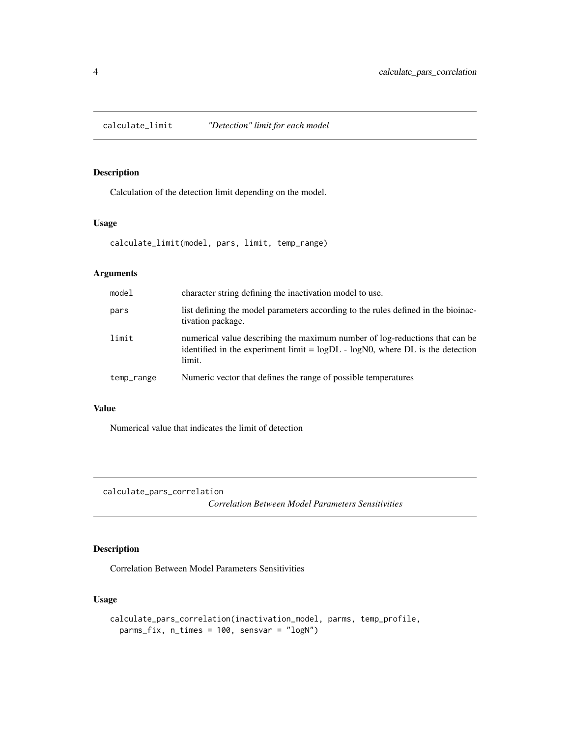## calculate_limit *"Detection" limit for each model*

### Description

Calculation of the detection limit depending on the model.

### Usage

```
calculate_limit(model, pars, limit, temp_range)
```

### Arguments

| | |
|---|---|
| model | character string defining the inactivation model to use. |
| pars | list defining the model parameters according to the rules defined in the bioinactivation package. |
| limit | numerical value describing the maximum number of log-reductions that can be identified in the experiment limit = logDL - logN0, where DL is the detection limit. |
| temp_range | Numeric vector that defines the range of possible temperatures |

### Value

Numerical value that indicates the limit of detection

## calculate_pars_correlation *Correlation Between Model Parameters Sensitivities*

### Description

Correlation Between Model Parameters Sensitivities

### Usage

```
calculate_pars_correlation(inactivation_model, parms, temp_profile,
  parms_fix, n_times = 100, sensvar = "logN")
```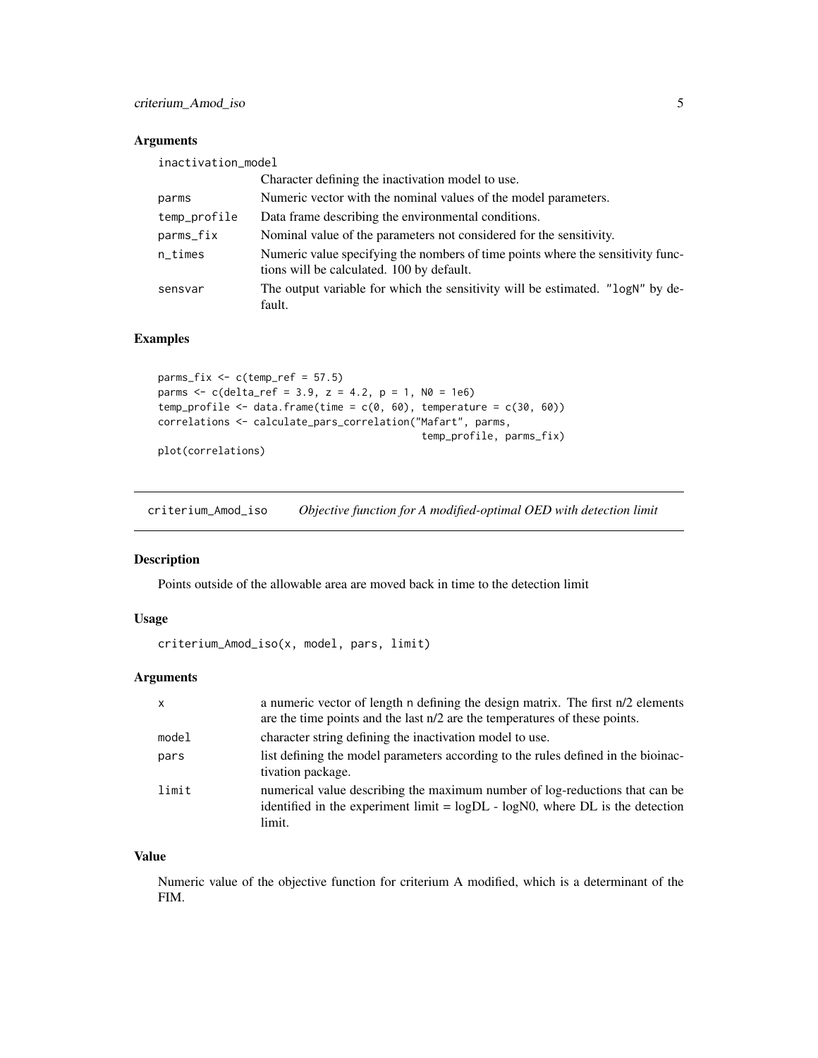### Arguments

| | |
|---|---|
| inactivation_model | Character defining the inactivation model to use. |
| parms | Numeric vector with the nominal values of the model parameters. |
| temp_profile | Data frame describing the environmental conditions. |
| parms_fix | Nominal value of the parameters not considered for the sensitivity. |
| n_times | Numeric value specifying the nombers of time points where the sensitivity functions will be calculated. 100 by default. |
| sensvar | The output variable for which the sensitivity will be estimated. "logN" by default. |

### Examples

```
parms_fix <- c(temp_ref = 57.5)
parms <- c(delta_ref = 3.9, z = 4.2, p = 1, N0 = 1e6)
temp_profile <- data.frame(time = c(0, 60), temperature = c(30, 60))
correlations <- calculate_pars_correlation("Mafart", parms,
                                            temp_profile, parms_fix)
plot(correlations)
```

---

## criterium_Amod_iso *Objective function for A modified-optimal OED with detection limit*

### Description

Points outside of the allowable area are moved back in time to the detection limit

### Usage

```
criterium_Amod_iso(x, model, pars, limit)
```

### Arguments

| | |
|---|---|
| x | a numeric vector of length n defining the design matrix. The first n/2 elements are the time points and the last n/2 are the temperatures of these points. |
| model | character string defining the inactivation model to use. |
| pars | list defining the model parameters according to the rules defined in the bioinactivation package. |
| limit | numerical value describing the maximum number of log-reductions that can be identified in the experiment limit = logDL - logN0, where DL is the detection limit. |

### Value

Numeric value of the objective function for criterium A modified, which is a determinant of the FIM.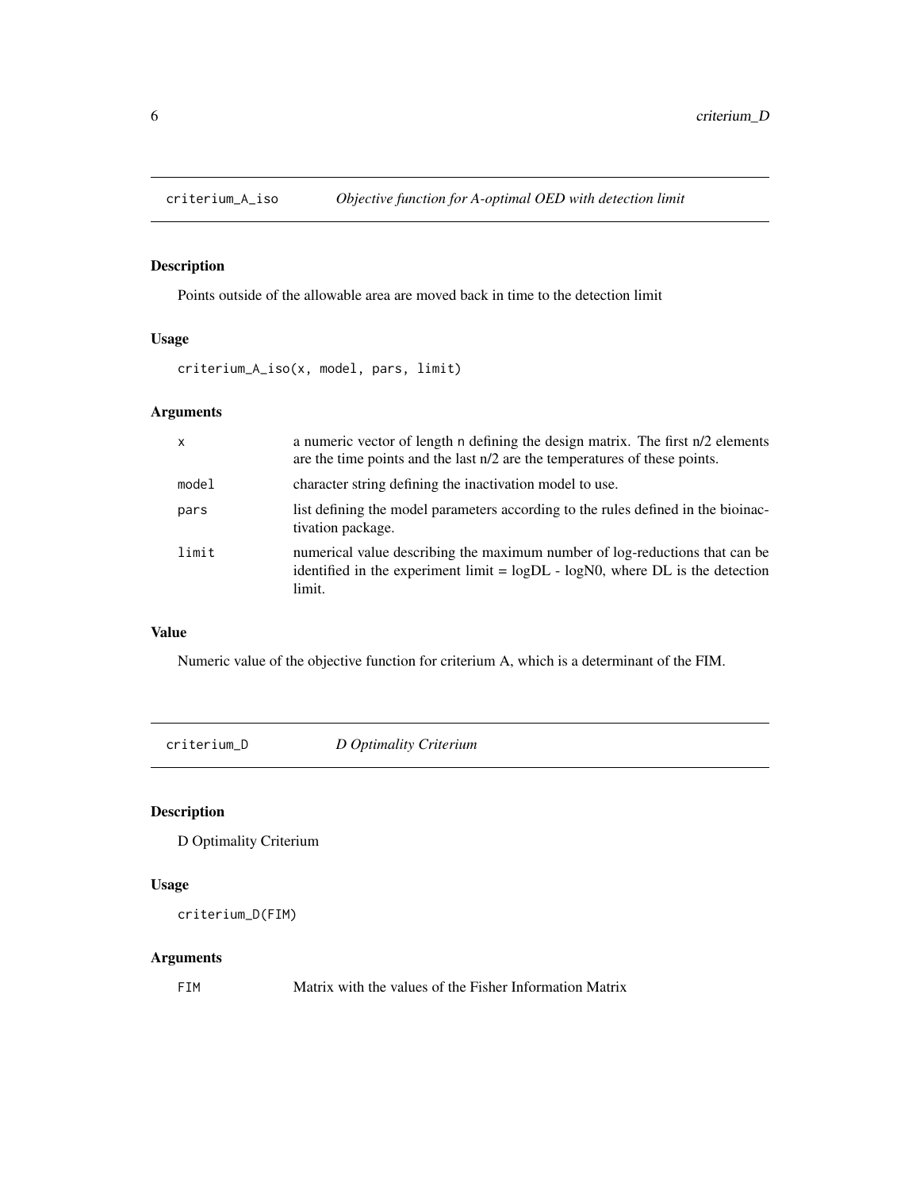## criterium_A_iso — *Objective function for A-optimal OED with detection limit*

### Description

Points outside of the allowable area are moved back in time to the detection limit

### Usage

```
criterium_A_iso(x, model, pars, limit)
```

### Arguments

| | |
|---|---|
| `x` | a numeric vector of length n defining the design matrix. The first n/2 elements are the time points and the last n/2 are the temperatures of these points. |
| `model` | character string defining the inactivation model to use. |
| `pars` | list defining the model parameters according to the rules defined in the bioinactivation package. |
| `limit` | numerical value describing the maximum number of log-reductions that can be identified in the experiment limit = logDL - logN0, where DL is the detection limit. |

### Value

Numeric value of the objective function for criterium A, which is a determinant of the FIM.

## criterium_D — *D Optimality Criterium*

### Description

D Optimality Criterium

### Usage

```
criterium_D(FIM)
```

### Arguments

| | |
|---|---|
| `FIM` | Matrix with the values of the Fisher Information Matrix |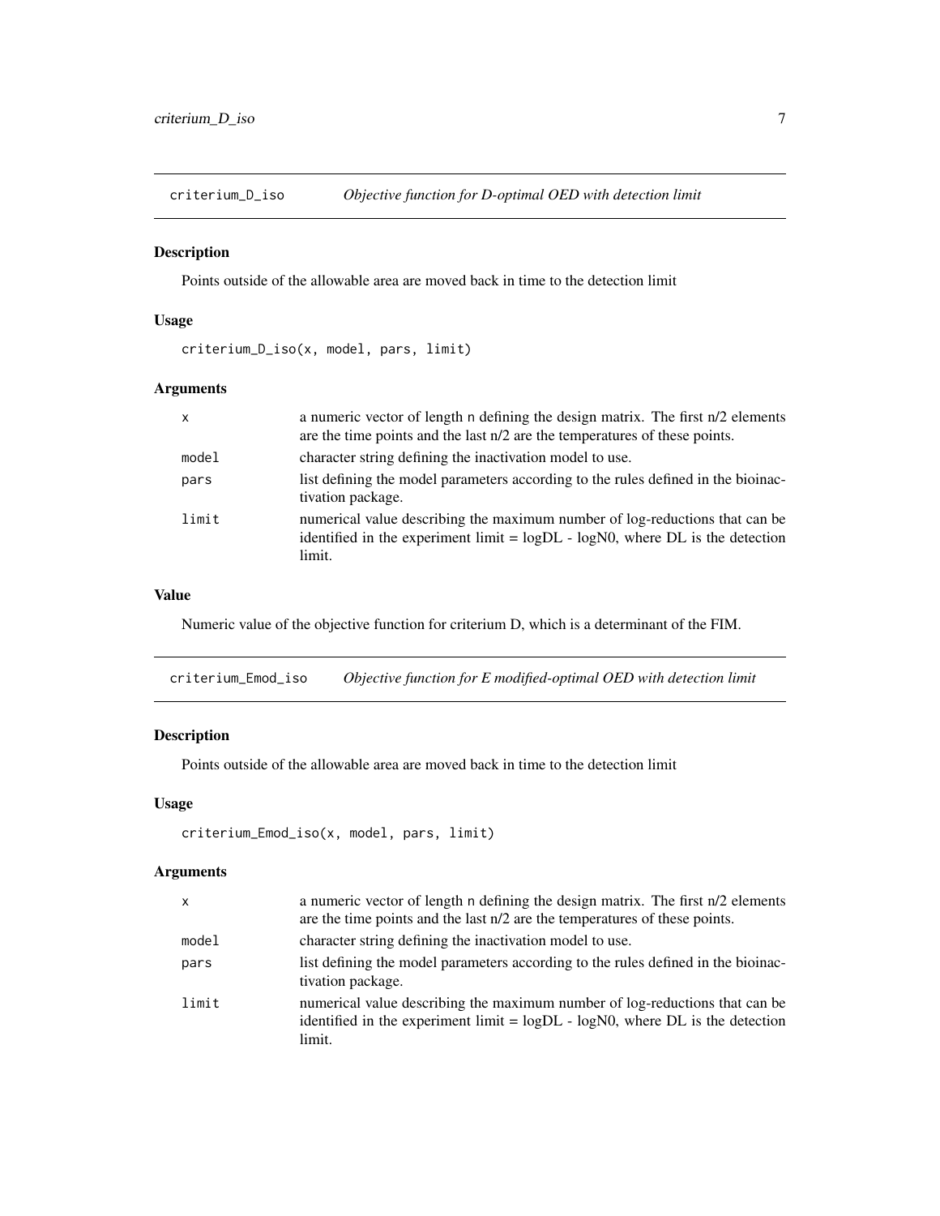## criterium_D_iso — *Objective function for D-optimal OED with detection limit*

### Description

Points outside of the allowable area are moved back in time to the detection limit

### Usage

```
criterium_D_iso(x, model, pars, limit)
```

### Arguments

| | |
|---|---|
| `x` | a numeric vector of length `n` defining the design matrix. The first n/2 elements are the time points and the last n/2 are the temperatures of these points. |
| `model` | character string defining the inactivation model to use. |
| `pars` | list defining the model parameters according to the rules defined in the bioinactivation package. |
| `limit` | numerical value describing the maximum number of log-reductions that can be identified in the experiment limit = logDL - logN0, where DL is the detection limit. |

### Value

Numeric value of the objective function for criterium D, which is a determinant of the FIM.

## criterium_Emod_iso — *Objective function for E modified-optimal OED with detection limit*

### Description

Points outside of the allowable area are moved back in time to the detection limit

### Usage

```
criterium_Emod_iso(x, model, pars, limit)
```

### Arguments

| | |
|---|---|
| `x` | a numeric vector of length `n` defining the design matrix. The first n/2 elements are the time points and the last n/2 are the temperatures of these points. |
| `model` | character string defining the inactivation model to use. |
| `pars` | list defining the model parameters according to the rules defined in the bioinactivation package. |
| `limit` | numerical value describing the maximum number of log-reductions that can be identified in the experiment limit = logDL - logN0, where DL is the detection limit. |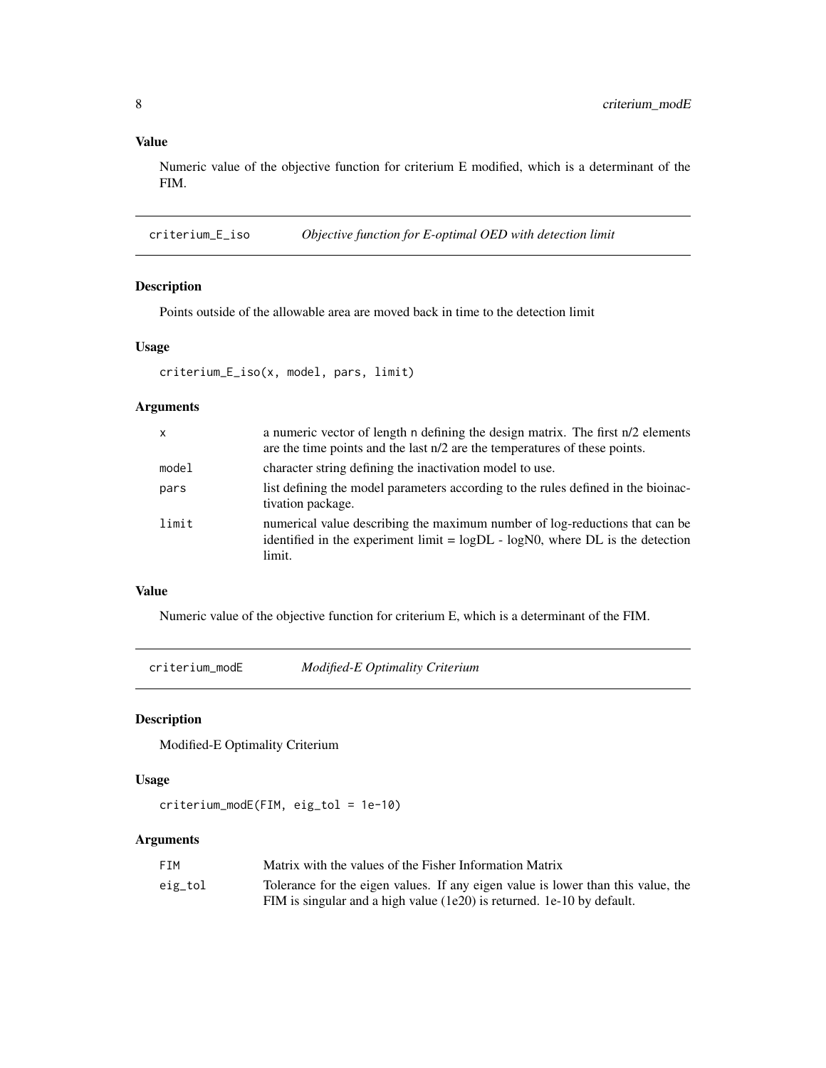### Value

Numeric value of the objective function for criterium E modified, which is a determinant of the FIM.

## criterium_E_iso — *Objective function for E-optimal OED with detection limit*

### Description

Points outside of the allowable area are moved back in time to the detection limit

### Usage

```
criterium_E_iso(x, model, pars, limit)
```

### Arguments

| | |
|---|---|
| x | a numeric vector of length n defining the design matrix. The first n/2 elements are the time points and the last n/2 are the temperatures of these points. |
| model | character string defining the inactivation model to use. |
| pars | list defining the model parameters according to the rules defined in the bioinactivation package. |
| limit | numerical value describing the maximum number of log-reductions that can be identified in the experiment limit = logDL - logN0, where DL is the detection limit. |

### Value

Numeric value of the objective function for criterium E, which is a determinant of the FIM.

## criterium_modE — *Modified-E Optimality Criterium*

### Description

Modified-E Optimality Criterium

### Usage

```
criterium_modE(FIM, eig_tol = 1e-10)
```

### Arguments

| | |
|---|---|
| FIM | Matrix with the values of the Fisher Information Matrix |
| eig_tol | Tolerance for the eigen values. If any eigen value is lower than this value, the FIM is singular and a high value (1e20) is returned. 1e-10 by default. |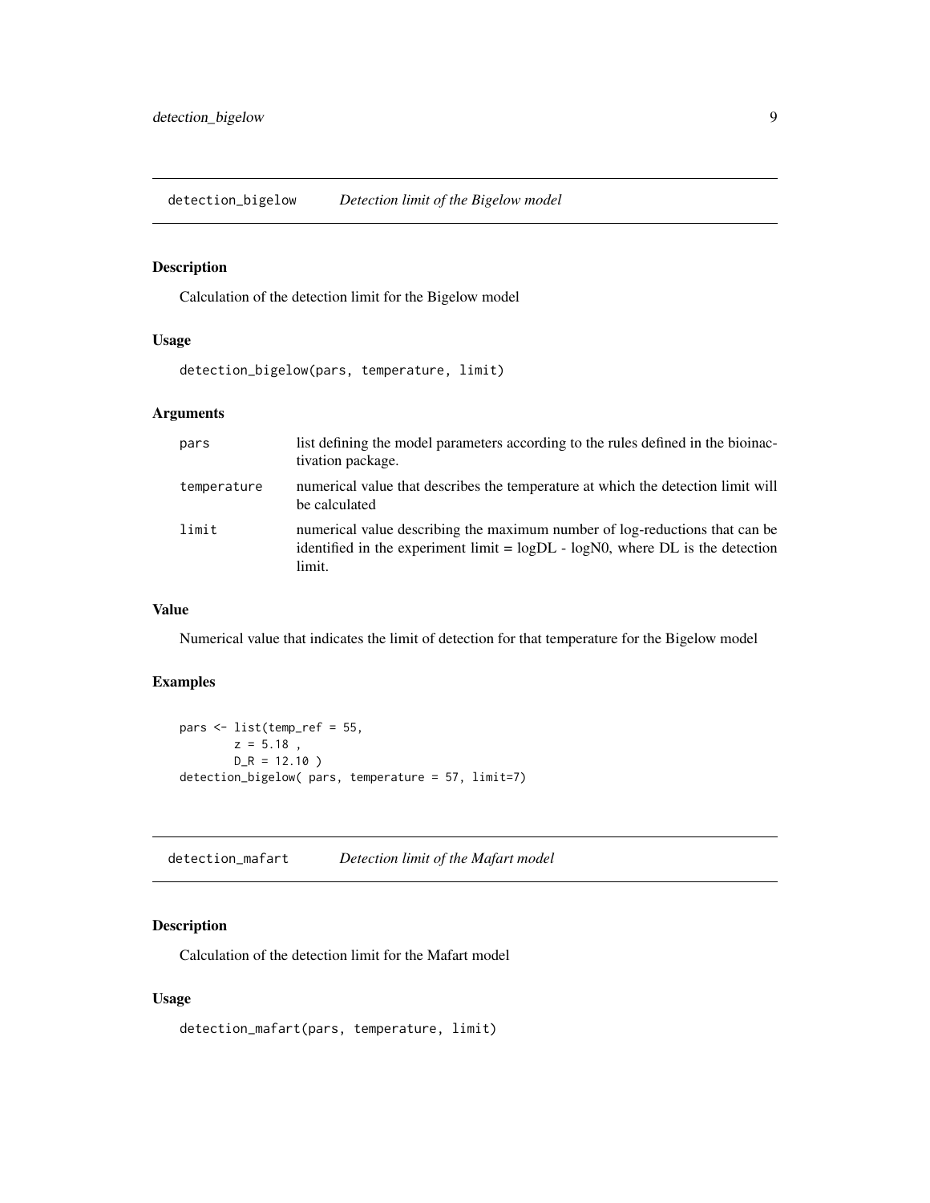## detection_bigelow — *Detection limit of the Bigelow model*

### Description

Calculation of the detection limit for the Bigelow model

### Usage

```
detection_bigelow(pars, temperature, limit)
```

### Arguments

| | |
|---|---|
| pars | list defining the model parameters according to the rules defined in the bioinactivation package. |
| temperature | numerical value that describes the temperature at which the detection limit will be calculated |
| limit | numerical value describing the maximum number of log-reductions that can be identified in the experiment limit = logDL - logN0, where DL is the detection limit. |

### Value

Numerical value that indicates the limit of detection for that temperature for the Bigelow model

### Examples

```
pars <- list(temp_ref = 55,
        z = 5.18 ,
        D_R = 12.10 )
detection_bigelow( pars, temperature = 57, limit=7)
```

## detection_mafart — *Detection limit of the Mafart model*

### Description

Calculation of the detection limit for the Mafart model

### Usage

```
detection_mafart(pars, temperature, limit)
```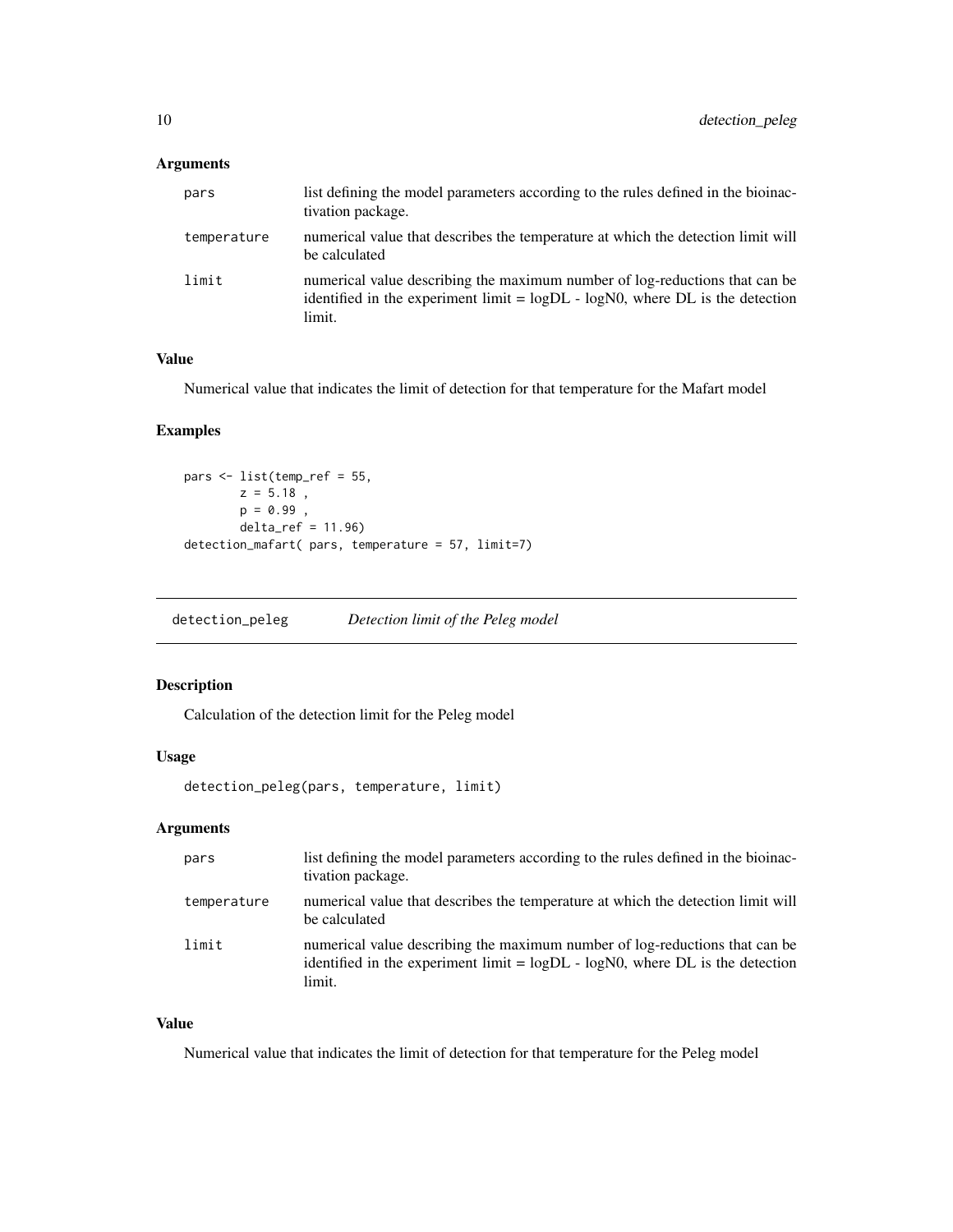### Arguments

| | |
|---|---|
| pars | list defining the model parameters according to the rules defined in the bioinactivation package. |
| temperature | numerical value that describes the temperature at which the detection limit will be calculated |
| limit | numerical value describing the maximum number of log-reductions that can be identified in the experiment limit = logDL - logN0, where DL is the detection limit. |

### Value

Numerical value that indicates the limit of detection for that temperature for the Mafart model

### Examples

```
pars <- list(temp_ref = 55,
        z = 5.18 ,
        p = 0.99 ,
        delta_ref = 11.96)
detection_mafart( pars, temperature = 57, limit=7)
```

---

## detection_peleg *Detection limit of the Peleg model*

### Description

Calculation of the detection limit for the Peleg model

### Usage

```
detection_peleg(pars, temperature, limit)
```

### Arguments

| | |
|---|---|
| pars | list defining the model parameters according to the rules defined in the bioinactivation package. |
| temperature | numerical value that describes the temperature at which the detection limit will be calculated |
| limit | numerical value describing the maximum number of log-reductions that can be identified in the experiment limit = logDL - logN0, where DL is the detection limit. |

### Value

Numerical value that indicates the limit of detection for that temperature for the Peleg model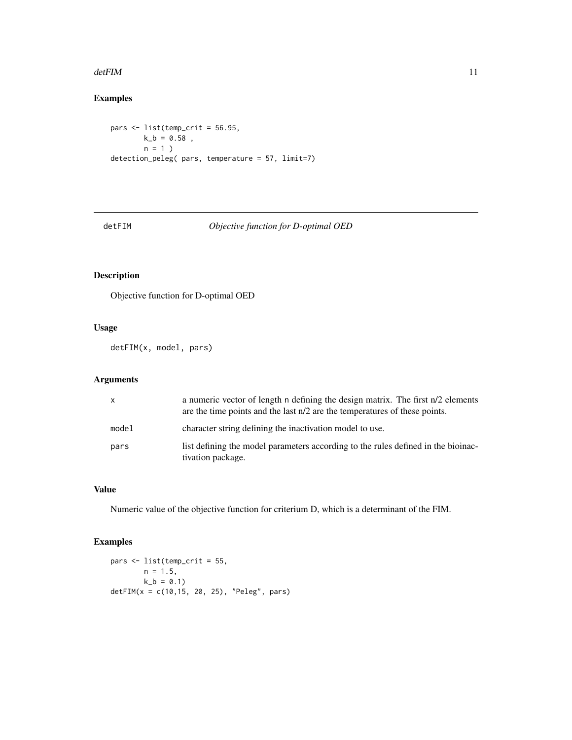### Examples

```
pars <- list(temp_crit = 56.95,
        k_b = 0.58 ,
        n = 1 )
detection_peleg( pars, temperature = 57, limit=7)
```

---

## detFIM — *Objective function for D-optimal OED*

---

### Description

Objective function for D-optimal OED

### Usage

```
detFIM(x, model, pars)
```

### Arguments

| | |
|---|---|
| x | a numeric vector of length n defining the design matrix. The first n/2 elements are the time points and the last n/2 are the temperatures of these points. |
| model | character string defining the inactivation model to use. |
| pars | list defining the model parameters according to the rules defined in the bioinactivation package. |

### Value

Numeric value of the objective function for criterium D, which is a determinant of the FIM.

### Examples

```
pars <- list(temp_crit = 55,
        n = 1.5,
        k_b = 0.1)
detFIM(x = c(10,15, 20, 25), "Peleg", pars)
```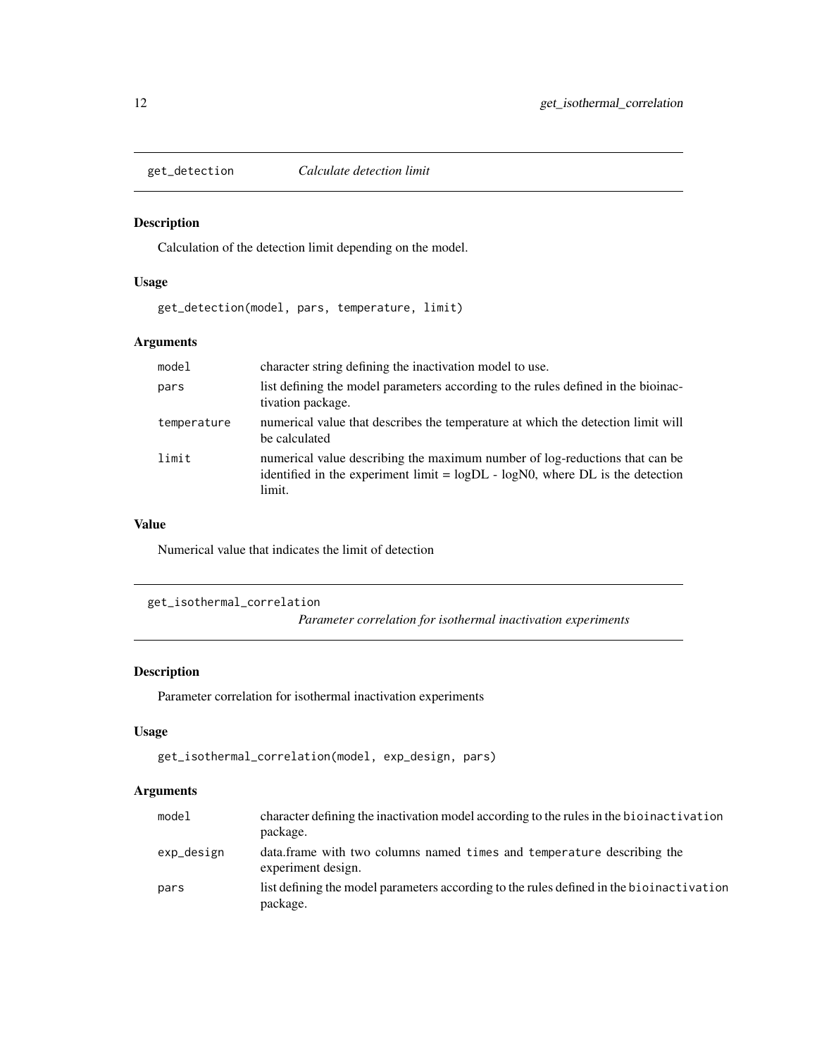## get_detection *Calculate detection limit*

### Description

Calculation of the detection limit depending on the model.

### Usage

```
get_detection(model, pars, temperature, limit)
```

### Arguments

| | |
|---|---|
| model | character string defining the inactivation model to use. |
| pars | list defining the model parameters according to the rules defined in the bioinactivation package. |
| temperature | numerical value that describes the temperature at which the detection limit will be calculated |
| limit | numerical value describing the maximum number of log-reductions that can be identified in the experiment limit = logDL - logN0, where DL is the detection limit. |

### Value

Numerical value that indicates the limit of detection

## get_isothermal_correlation *Parameter correlation for isothermal inactivation experiments*

### Description

Parameter correlation for isothermal inactivation experiments

### Usage

```
get_isothermal_correlation(model, exp_design, pars)
```

### Arguments

| | |
|---|---|
| model | character defining the inactivation model according to the rules in the `bioinactivation` package. |
| exp_design | data.frame with two columns named `times` and `temperature` describing the experiment design. |
| pars | list defining the model parameters according to the rules defined in the `bioinactivation` package. |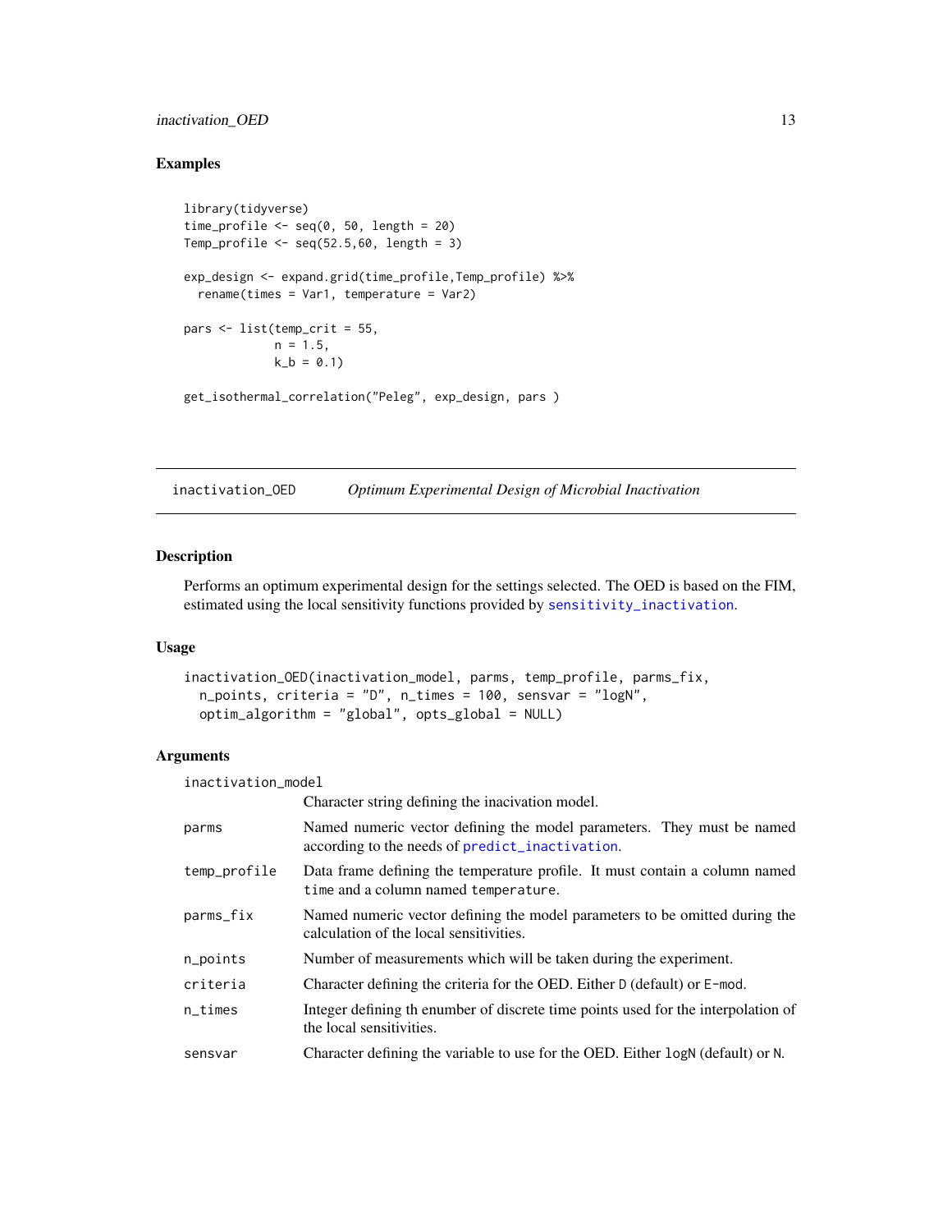## Examples

```
library(tidyverse)
time_profile <- seq(0, 50, length = 20)
Temp_profile <- seq(52.5,60, length = 3)

exp_design <- expand.grid(time_profile,Temp_profile) %>%
  rename(times = Var1, temperature = Var2)

pars <- list(temp_crit = 55,
             n = 1.5,
             k_b = 0.1)

get_isothermal_correlation("Peleg", exp_design, pars )
```

---

# inactivation_OED *Optimum Experimental Design of Microbial Inactivation*

---

## Description

Performs an optimum experimental design for the settings selected. The OED is based on the FIM, estimated using the local sensitivity functions provided by `sensitivity_inactivation`.

## Usage

```
inactivation_OED(inactivation_model, parms, temp_profile, parms_fix,
  n_points, criteria = "D", n_times = 100, sensvar = "logN",
  optim_algorithm = "global", opts_global = NULL)
```

## Arguments

| | |
|---|---|
| `inactivation_model` | Character string defining the inacivation model. |
| `parms` | Named numeric vector defining the model parameters. They must be named according to the needs of `predict_inactivation`. |
| `temp_profile` | Data frame defining the temperature profile. It must contain a column named `time` and a column named `temperature`. |
| `parms_fix` | Named numeric vector defining the model parameters to be omitted during the calculation of the local sensitivities. |
| `n_points` | Number of measurements which will be taken during the experiment. |
| `criteria` | Character defining the criteria for the OED. Either `D` (default) or `E-mod`. |
| `n_times` | Integer defining th enumber of discrete time points used for the interpolation of the local sensitivities. |
| `sensvar` | Character defining the variable to use for the OED. Either `logN` (default) or `N`. |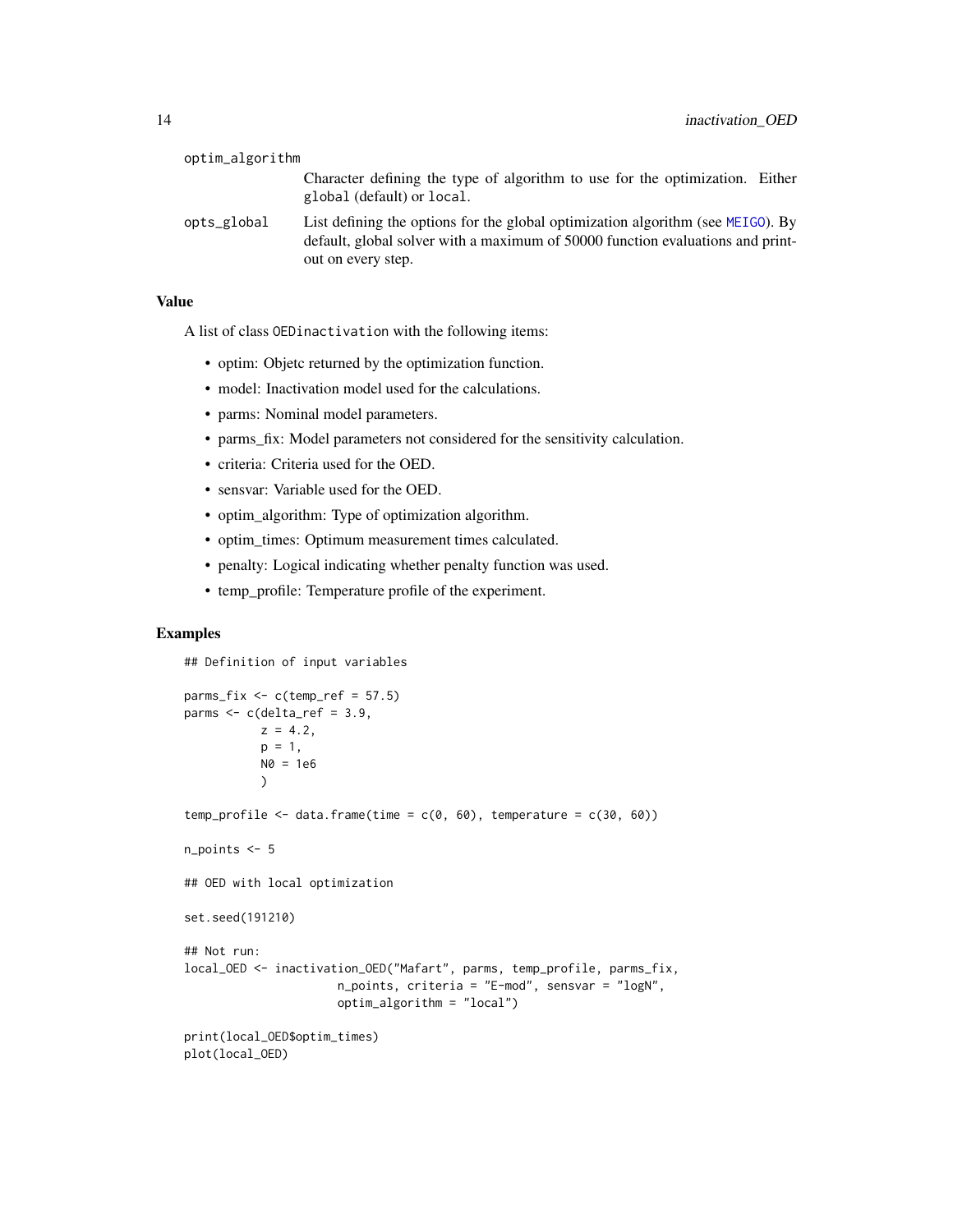optim_algorithm
: Character defining the type of algorithm to use for the optimization. Either `global` (default) or `local`.

opts_global
: List defining the options for the global optimization algorithm (see MEIGO). By default, global solver with a maximum of 50000 function evaluations and printout on every step.

### Value

A list of class `OEDinactivation` with the following items:

- optim: Objetc returned by the optimization function.
- model: Inactivation model used for the calculations.
- parms: Nominal model parameters.
- parms_fix: Model parameters not considered for the sensitivity calculation.
- criteria: Criteria used for the OED.
- sensvar: Variable used for the OED.
- optim_algorithm: Type of optimization algorithm.
- optim_times: Optimum measurement times calculated.
- penalty: Logical indicating whether penalty function was used.
- temp_profile: Temperature profile of the experiment.

### Examples

```
## Definition of input variables

parms_fix <- c(temp_ref = 57.5)
parms <- c(delta_ref = 3.9,
           z = 4.2,
           p = 1,
           N0 = 1e6
           )

temp_profile <- data.frame(time = c(0, 60), temperature = c(30, 60))

n_points <- 5

## OED with local optimization

set.seed(191210)

## Not run:
local_OED <- inactivation_OED("Mafart", parms, temp_profile, parms_fix,
                     n_points, criteria = "E-mod", sensvar = "logN",
                     optim_algorithm = "local")

print(local_OED$optim_times)
plot(local_OED)
```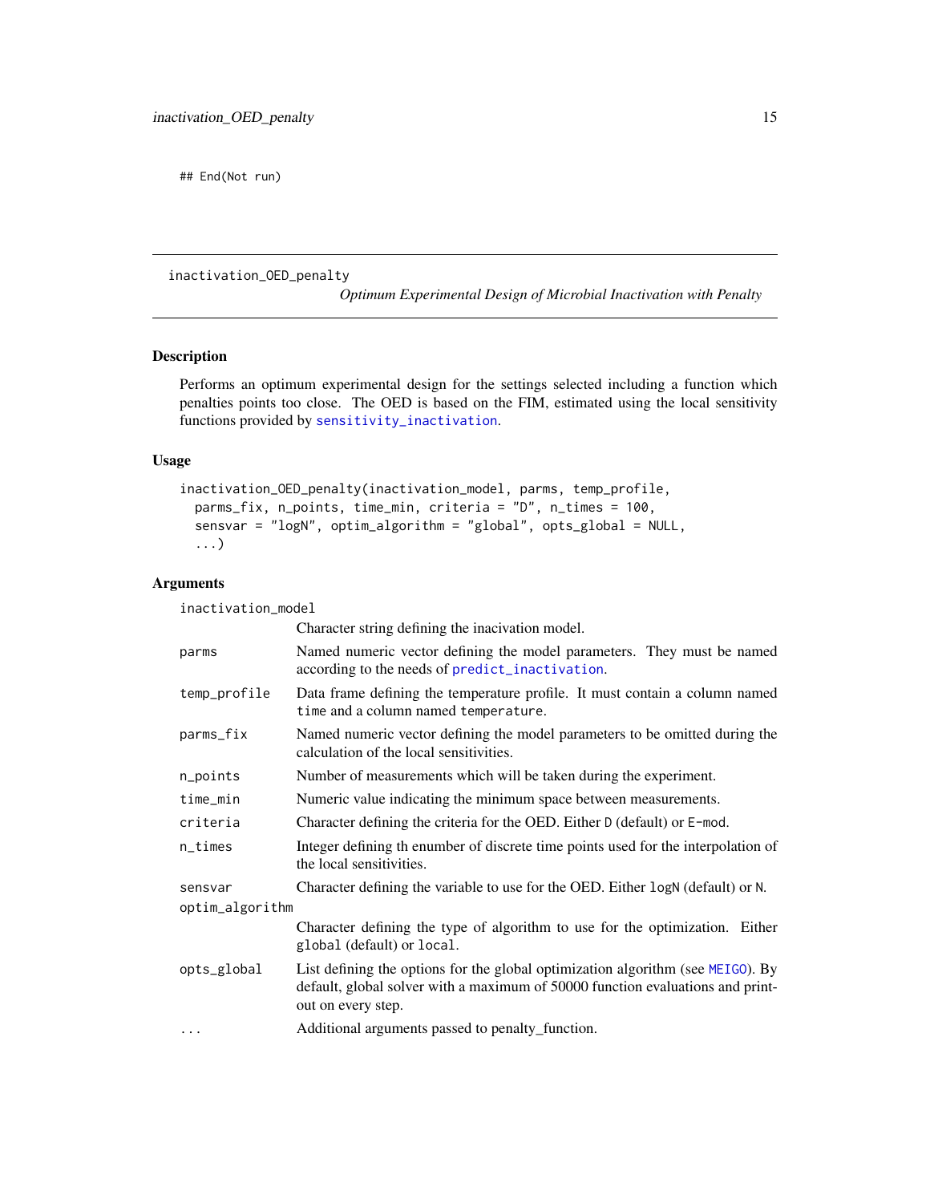```
## End(Not run)
```

---

inactivation_OED_penalty    *Optimum Experimental Design of Microbial Inactivation with Penalty*

---

## Description

Performs an optimum experimental design for the settings selected including a function which penalties points too close. The OED is based on the FIM, estimated using the local sensitivity functions provided by sensitivity_inactivation.

## Usage

```
inactivation_OED_penalty(inactivation_model, parms, temp_profile,
  parms_fix, n_points, time_min, criteria = "D", n_times = 100,
  sensvar = "logN", optim_algorithm = "global", opts_global = NULL,
  ...)
```

## Arguments

| | |
|---|---|
| inactivation_model | Character string defining the inacivation model. |
| parms | Named numeric vector defining the model parameters. They must be named according to the needs of predict_inactivation. |
| temp_profile | Data frame defining the temperature profile. It must contain a column named time and a column named temperature. |
| parms_fix | Named numeric vector defining the model parameters to be omitted during the calculation of the local sensitivities. |
| n_points | Number of measurements which will be taken during the experiment. |
| time_min | Numeric value indicating the minimum space between measurements. |
| criteria | Character defining the criteria for the OED. Either D (default) or E-mod. |
| n_times | Integer defining th enumber of discrete time points used for the interpolation of the local sensitivities. |
| sensvar | Character defining the variable to use for the OED. Either logN (default) or N. |
| optim_algorithm | Character defining the type of algorithm to use for the optimization. Either global (default) or local. |
| opts_global | List defining the options for the global optimization algorithm (see MEIGO). By default, global solver with a maximum of 50000 function evaluations and printout on every step. |
| ... | Additional arguments passed to penalty_function. |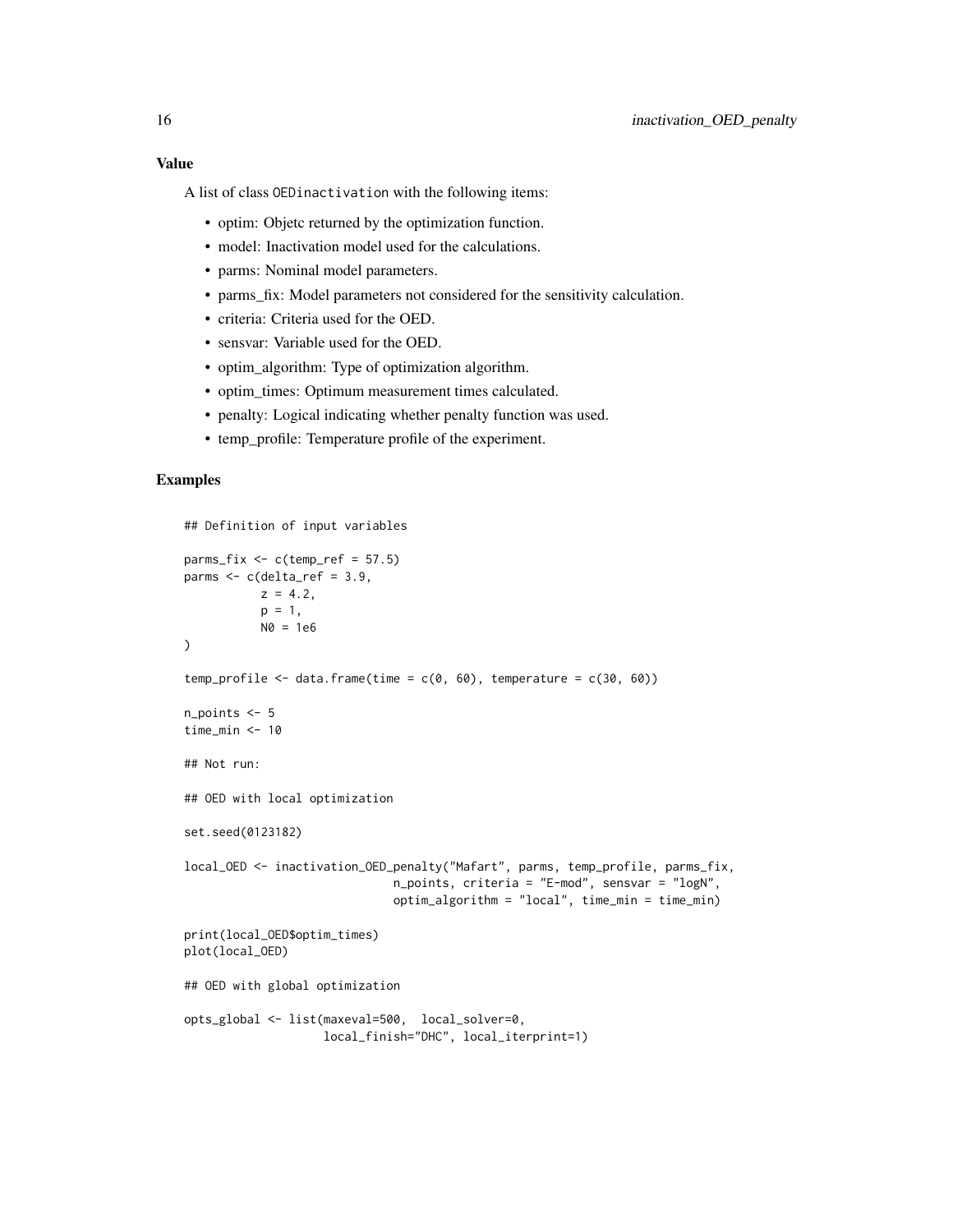## Value

A list of class `OEDinactivation` with the following items:

- optim: Objetc returned by the optimization function.
- model: Inactivation model used for the calculations.
- parms: Nominal model parameters.
- parms_fix: Model parameters not considered for the sensitivity calculation.
- criteria: Criteria used for the OED.
- sensvar: Variable used for the OED.
- optim_algorithm: Type of optimization algorithm.
- optim_times: Optimum measurement times calculated.
- penalty: Logical indicating whether penalty function was used.
- temp_profile: Temperature profile of the experiment.

## Examples

```
## Definition of input variables

parms_fix <- c(temp_ref = 57.5)
parms <- c(delta_ref = 3.9,
           z = 4.2,
           p = 1,
           N0 = 1e6
)

temp_profile <- data.frame(time = c(0, 60), temperature = c(30, 60))

n_points <- 5
time_min <- 10

## Not run:

## OED with local optimization

set.seed(0123182)

local_OED <- inactivation_OED_penalty("Mafart", parms, temp_profile, parms_fix,
                               n_points, criteria = "E-mod", sensvar = "logN",
                               optim_algorithm = "local", time_min = time_min)

print(local_OED$optim_times)
plot(local_OED)

## OED with global optimization

opts_global <- list(maxeval=500,  local_solver=0,
                    local_finish="DHC", local_iterprint=1)
```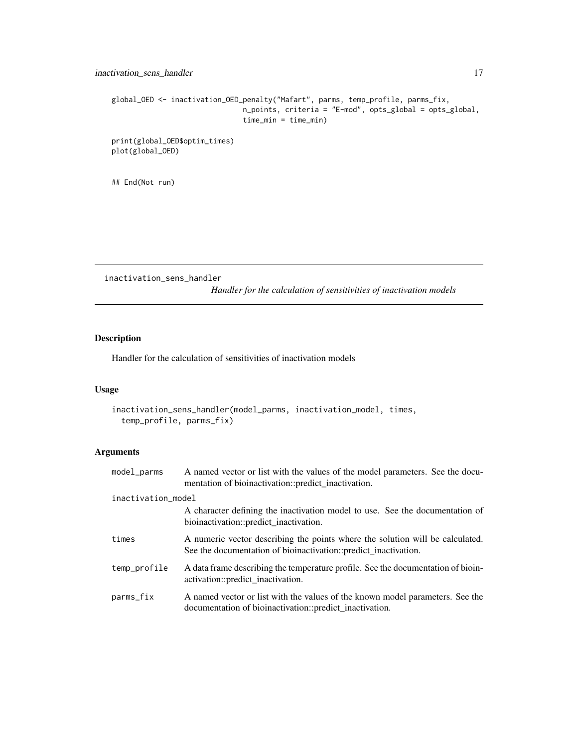```
global_OED <- inactivation_OED_penalty("Mafart", parms, temp_profile, parms_fix,
                            n_points, criteria = "E-mod", opts_global = opts_global,
                            time_min = time_min)

print(global_OED$optim_times)
plot(global_OED)


## End(Not run)
```

## inactivation_sens_handler

*Handler for the calculation of sensitivities of inactivation models*

### Description

Handler for the calculation of sensitivities of inactivation models

### Usage

```
inactivation_sens_handler(model_parms, inactivation_model, times,
  temp_profile, parms_fix)
```

### Arguments

| Argument | Description |
|---|---|
| model_parms | A named vector or list with the values of the model parameters. See the documentation of bioinactivation::predict_inactivation. |
| inactivation_model | A character defining the inactivation model to use. See the documentation of bioinactivation::predict_inactivation. |
| times | A numeric vector describing the points where the solution will be calculated. See the documentation of bioinactivation::predict_inactivation. |
| temp_profile | A data frame describing the temperature profile. See the documentation of bioinactivation::predict_inactivation. |
| parms_fix | A named vector or list with the values of the known model parameters. See the documentation of bioinactivation::predict_inactivation. |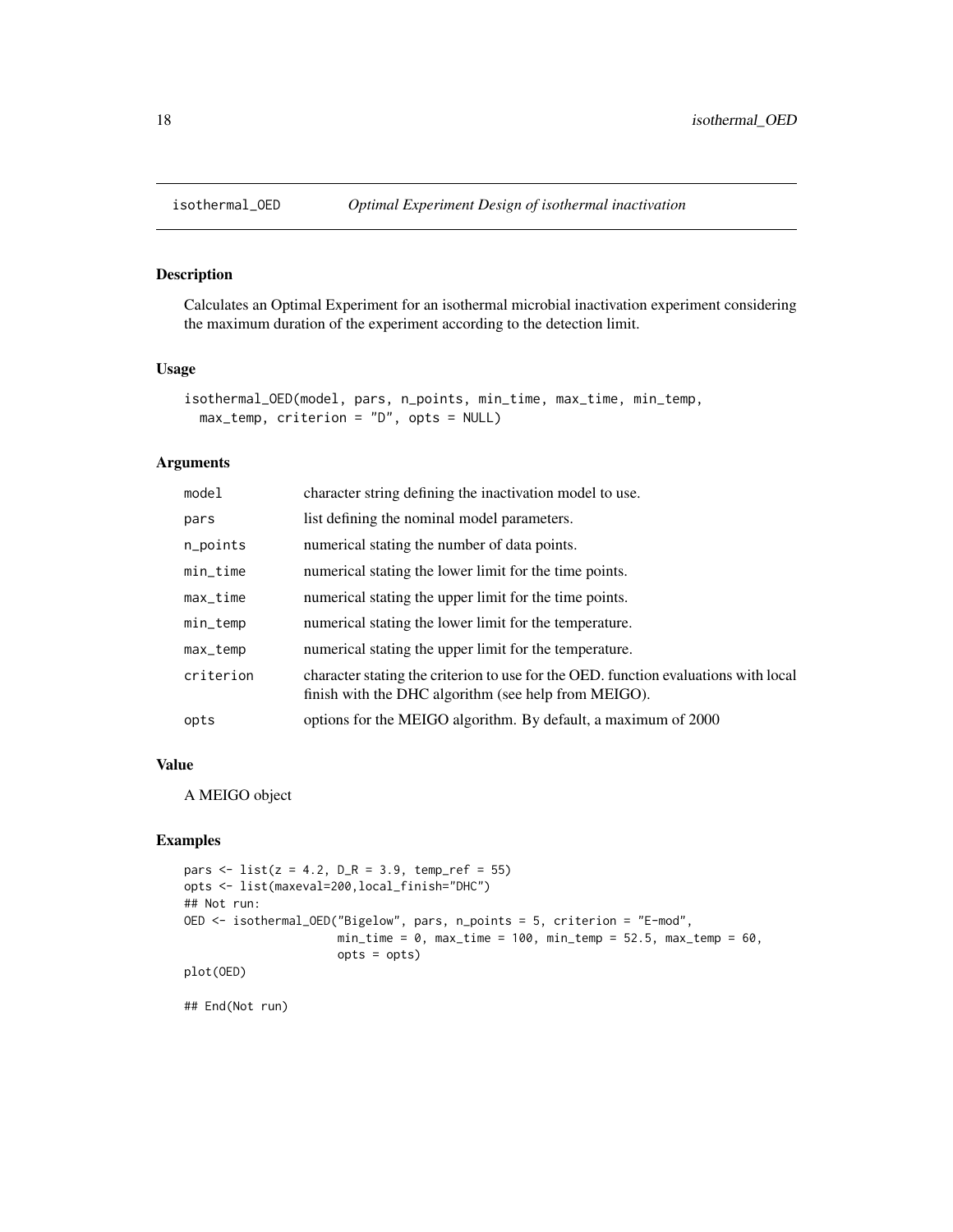## isothermal_OED *Optimal Experiment Design of isothermal inactivation*

### Description

Calculates an Optimal Experiment for an isothermal microbial inactivation experiment considering the maximum duration of the experiment according to the detection limit.

### Usage

```
isothermal_OED(model, pars, n_points, min_time, max_time, min_temp,
  max_temp, criterion = "D", opts = NULL)
```

### Arguments

| | |
|---|---|
| model | character string defining the inactivation model to use. |
| pars | list defining the nominal model parameters. |
| n_points | numerical stating the number of data points. |
| min_time | numerical stating the lower limit for the time points. |
| max_time | numerical stating the upper limit for the time points. |
| min_temp | numerical stating the lower limit for the temperature. |
| max_temp | numerical stating the upper limit for the temperature. |
| criterion | character stating the criterion to use for the OED. function evaluations with local finish with the DHC algorithm (see help from MEIGO). |
| opts | options for the MEIGO algorithm. By default, a maximum of 2000 |

### Value

A MEIGO object

### Examples

```
pars <- list(z = 4.2, D_R = 3.9, temp_ref = 55)
opts <- list(maxeval=200,local_finish="DHC")
## Not run:
OED <- isothermal_OED("Bigelow", pars, n_points = 5, criterion = "E-mod",
                      min_time = 0, max_time = 100, min_temp = 52.5, max_temp = 60,
                      opts = opts)
plot(OED)

## End(Not run)
```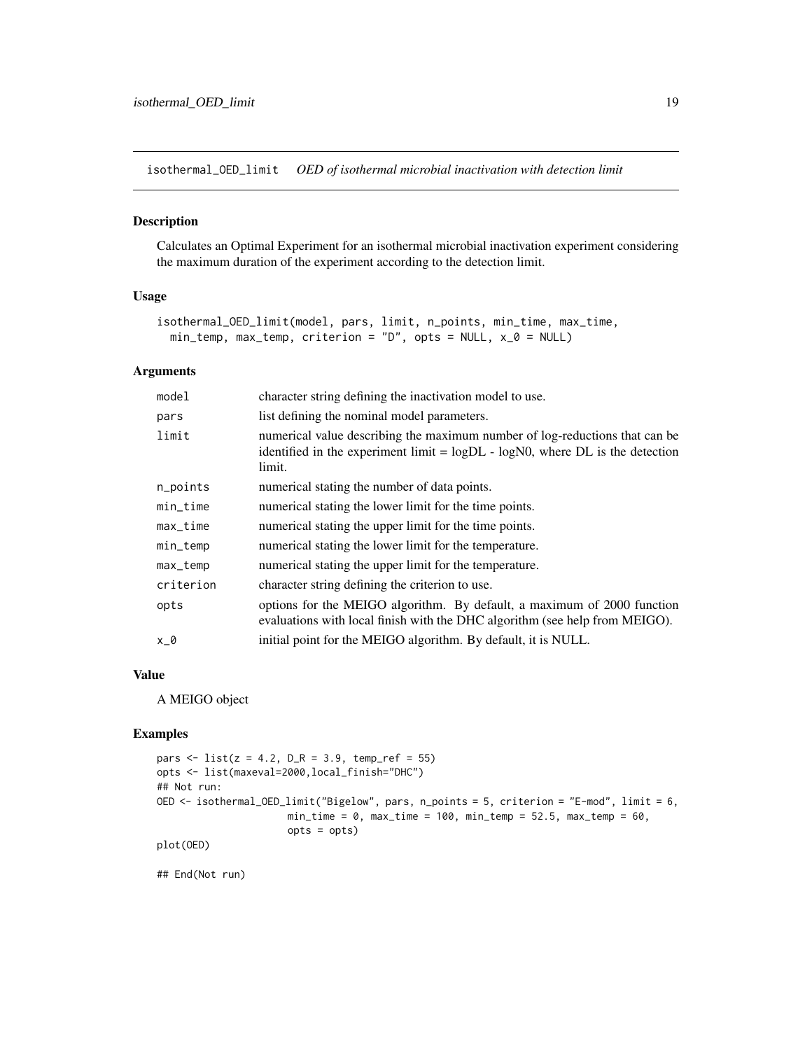## isothermal_OED_limit *OED of isothermal microbial inactivation with detection limit*

### Description

Calculates an Optimal Experiment for an isothermal microbial inactivation experiment considering the maximum duration of the experiment according to the detection limit.

### Usage

```
isothermal_OED_limit(model, pars, limit, n_points, min_time, max_time,
  min_temp, max_temp, criterion = "D", opts = NULL, x_0 = NULL)
```

### Arguments

| | |
|---|---|
| model | character string defining the inactivation model to use. |
| pars | list defining the nominal model parameters. |
| limit | numerical value describing the maximum number of log-reductions that can be identified in the experiment limit = logDL - logN0, where DL is the detection limit. |
| n_points | numerical stating the number of data points. |
| min_time | numerical stating the lower limit for the time points. |
| max_time | numerical stating the upper limit for the time points. |
| min_temp | numerical stating the lower limit for the temperature. |
| max_temp | numerical stating the upper limit for the temperature. |
| criterion | character string defining the criterion to use. |
| opts | options for the MEIGO algorithm. By default, a maximum of 2000 function evaluations with local finish with the DHC algorithm (see help from MEIGO). |
| x_0 | initial point for the MEIGO algorithm. By default, it is NULL. |

### Value

A MEIGO object

### Examples

```
pars <- list(z = 4.2, D_R = 3.9, temp_ref = 55)
opts <- list(maxeval=2000,local_finish="DHC")
## Not run:
OED <- isothermal_OED_limit("Bigelow", pars, n_points = 5, criterion = "E-mod", limit = 6,
                     min_time = 0, max_time = 100, min_temp = 52.5, max_temp = 60,
                     opts = opts)
plot(OED)

## End(Not run)
```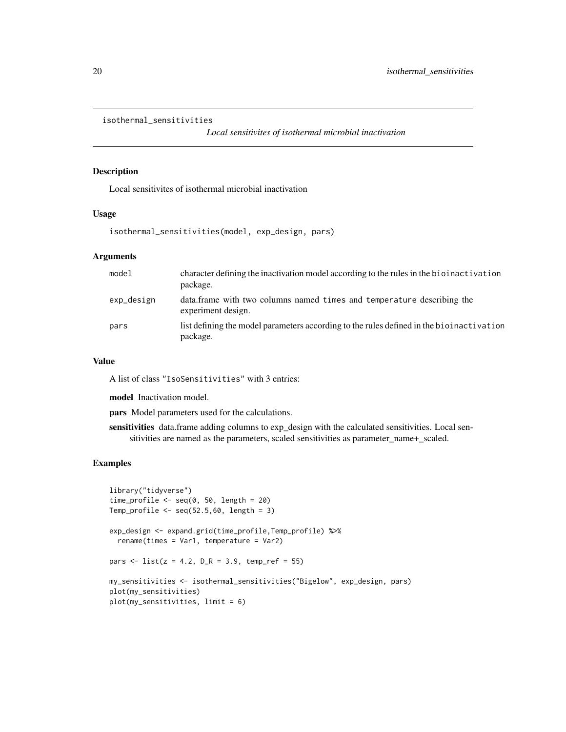```
isothermal_sensitivities
```

*Local sensitivites of isothermal microbial inactivation*

## Description

Local sensitivites of isothermal microbial inactivation

## Usage

```
isothermal_sensitivities(model, exp_design, pars)
```

## Arguments

| | |
|---|---|
| `model` | character defining the inactivation model according to the rules in the `bioinactivation` package. |
| `exp_design` | data.frame with two columns named `times` and `temperature` describing the experiment design. |
| `pars` | list defining the model parameters according to the rules defined in the `bioinactivation` package. |

## Value

A list of class `"IsoSensitivities"` with 3 entries:

**model** Inactivation model.

**pars** Model parameters used for the calculations.

**sensitivities** data.frame adding columns to exp_design with the calculated sensitivities. Local sensitivities are named as the parameters, scaled sensitivities as parameter_name+_scaled.

## Examples

```
library("tidyverse")
time_profile <- seq(0, 50, length = 20)
Temp_profile <- seq(52.5,60, length = 3)

exp_design <- expand.grid(time_profile,Temp_profile) %>%
  rename(times = Var1, temperature = Var2)

pars <- list(z = 4.2, D_R = 3.9, temp_ref = 55)

my_sensitivities <- isothermal_sensitivities("Bigelow", exp_design, pars)
plot(my_sensitivities)
plot(my_sensitivities, limit = 6)
```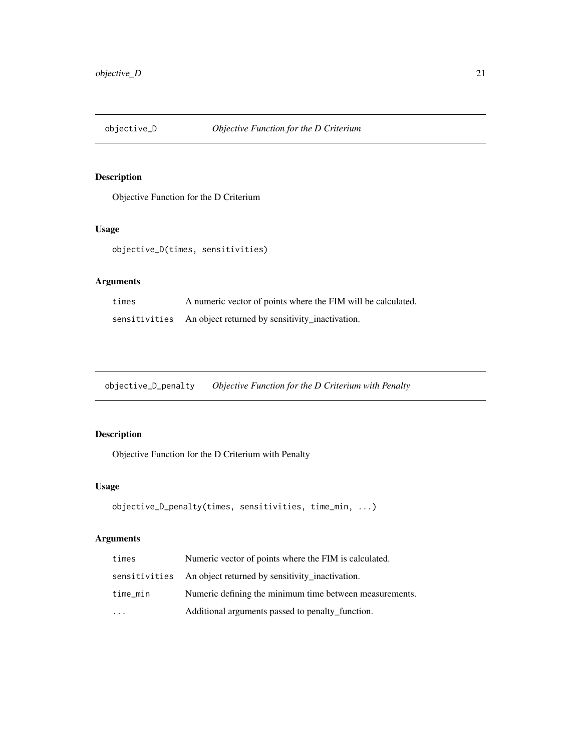## objective_D *Objective Function for the D Criterium*

### Description

Objective Function for the D Criterium

### Usage

```
objective_D(times, sensitivities)
```

### Arguments

| | |
|---|---|
| `times` | A numeric vector of points where the FIM will be calculated. |
| `sensitivities` | An object returned by sensitivity_inactivation. |

## objective_D_penalty *Objective Function for the D Criterium with Penalty*

### Description

Objective Function for the D Criterium with Penalty

### Usage

```
objective_D_penalty(times, sensitivities, time_min, ...)
```

### Arguments

| | |
|---|---|
| `times` | Numeric vector of points where the FIM is calculated. |
| `sensitivities` | An object returned by sensitivity_inactivation. |
| `time_min` | Numeric defining the minimum time between measurements. |
| `...` | Additional arguments passed to penalty_function. |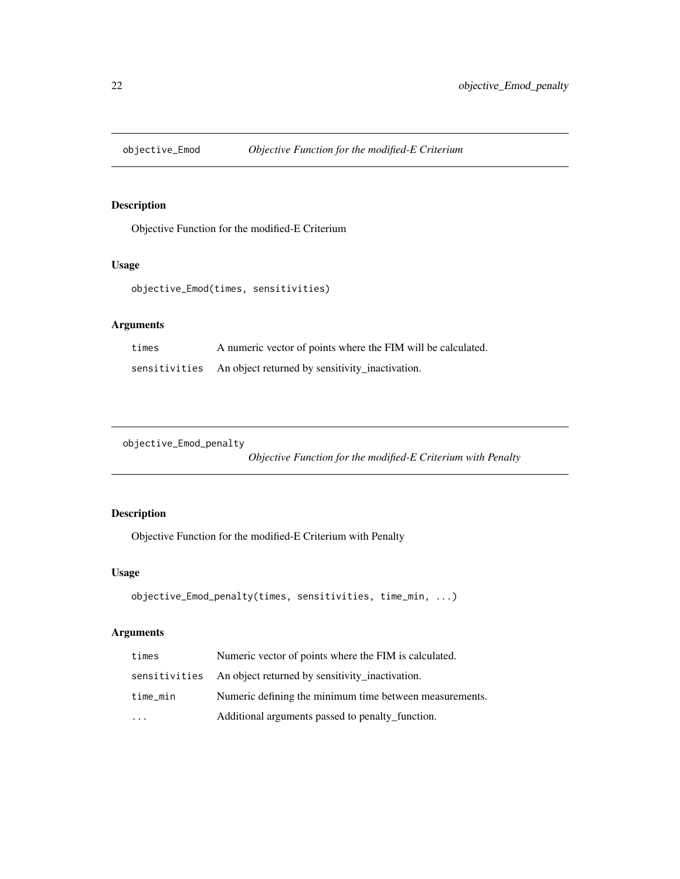## objective_Emod — *Objective Function for the modified-E Criterium*

### Description

Objective Function for the modified-E Criterium

### Usage

```
objective_Emod(times, sensitivities)
```

### Arguments

| | |
|---|---|
| times | A numeric vector of points where the FIM will be calculated. |
| sensitivities | An object returned by sensitivity_inactivation. |

## objective_Emod_penalty — *Objective Function for the modified-E Criterium with Penalty*

### Description

Objective Function for the modified-E Criterium with Penalty

### Usage

```
objective_Emod_penalty(times, sensitivities, time_min, ...)
```

### Arguments

| | |
|---|---|
| times | Numeric vector of points where the FIM is calculated. |
| sensitivities | An object returned by sensitivity_inactivation. |
| time_min | Numeric defining the minimum time between measurements. |
| ... | Additional arguments passed to penalty_function. |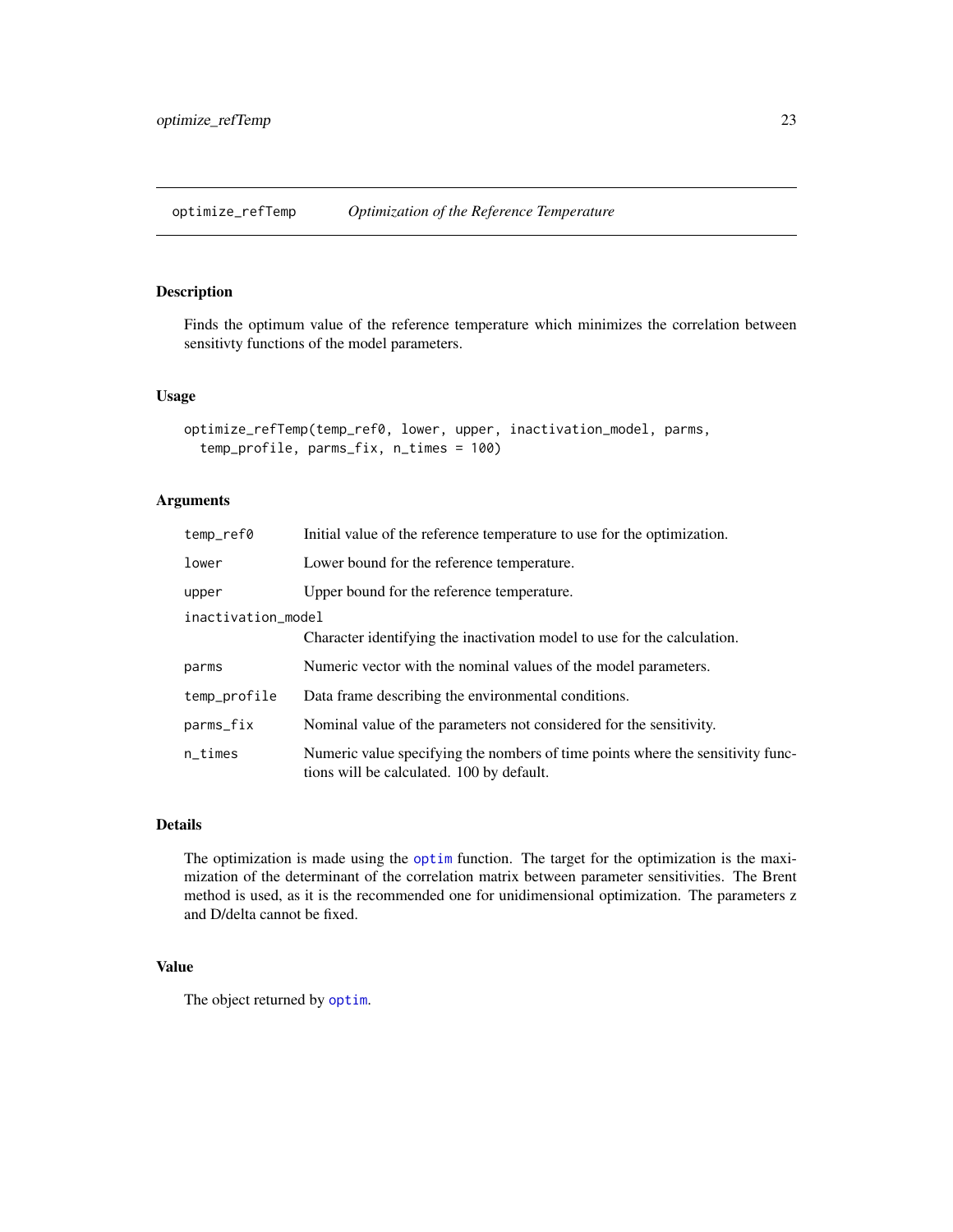## optimize_refTemp    *Optimization of the Reference Temperature*

### Description

Finds the optimum value of the reference temperature which minimizes the correlation between sensitivty functions of the model parameters.

### Usage

```
optimize_refTemp(temp_ref0, lower, upper, inactivation_model, parms,
  temp_profile, parms_fix, n_times = 100)
```

### Arguments

| | |
|---|---|
| temp_ref0 | Initial value of the reference temperature to use for the optimization. |
| lower | Lower bound for the reference temperature. |
| upper | Upper bound for the reference temperature. |
| inactivation_model | Character identifying the inactivation model to use for the calculation. |
| parms | Numeric vector with the nominal values of the model parameters. |
| temp_profile | Data frame describing the environmental conditions. |
| parms_fix | Nominal value of the parameters not considered for the sensitivity. |
| n_times | Numeric value specifying the nombers of time points where the sensitivity functions will be calculated. 100 by default. |

### Details

The optimization is made using the `optim` function. The target for the optimization is the maximization of the determinant of the correlation matrix between parameter sensitivities. The Brent method is used, as it is the recommended one for unidimensional optimization. The parameters z and D/delta cannot be fixed.

### Value

The object returned by `optim`.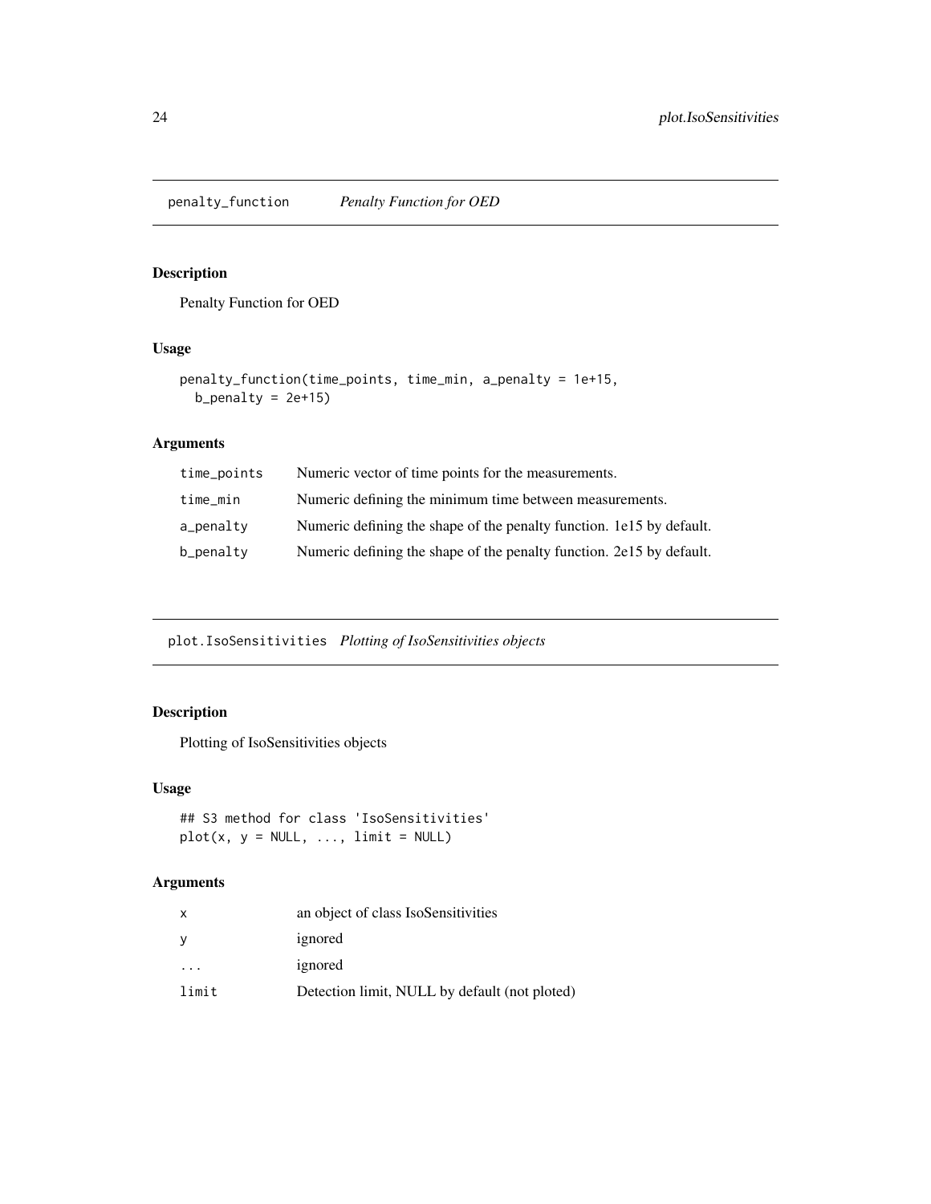## penalty_function *Penalty Function for OED*

### Description

Penalty Function for OED

### Usage

```
penalty_function(time_points, time_min, a_penalty = 1e+15,
  b_penalty = 2e+15)
```

### Arguments

| | |
|---|---|
| time_points | Numeric vector of time points for the measurements. |
| time_min | Numeric defining the minimum time between measurements. |
| a_penalty | Numeric defining the shape of the penalty function. 1e15 by default. |
| b_penalty | Numeric defining the shape of the penalty function. 2e15 by default. |

## plot.IsoSensitivities *Plotting of IsoSensitivities objects*

### Description

Plotting of IsoSensitivities objects

### Usage

```
## S3 method for class 'IsoSensitivities'
plot(x, y = NULL, ..., limit = NULL)
```

### Arguments

| | |
|---|---|
| x | an object of class IsoSensitivities |
| y | ignored |
| ... | ignored |
| limit | Detection limit, NULL by default (not ploted) |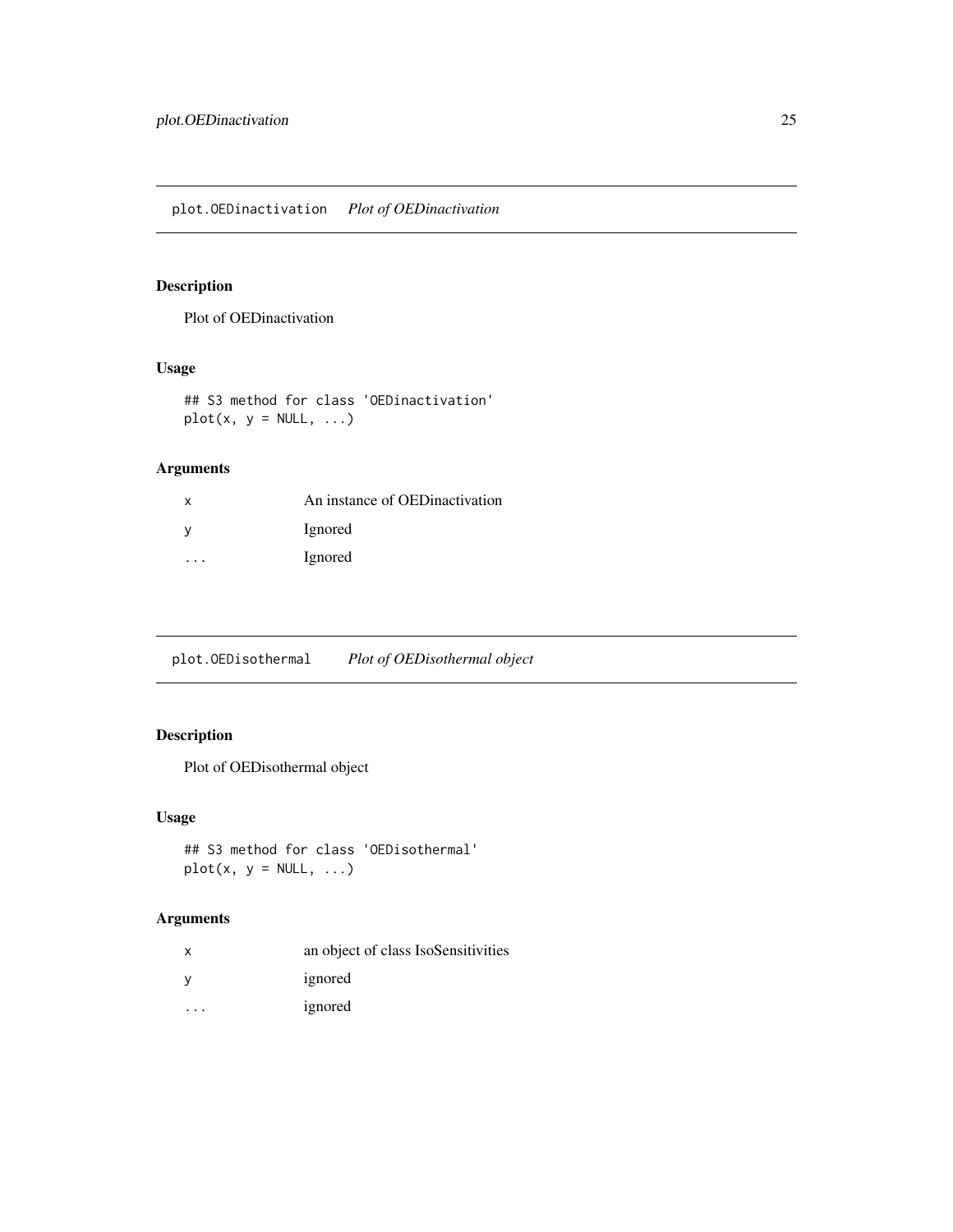## plot.OEDinactivation *Plot of OEDinactivation*

### Description

Plot of OEDinactivation

### Usage

```
## S3 method for class 'OEDinactivation'
plot(x, y = NULL, ...)
```

### Arguments

| | |
|---|---|
| x | An instance of OEDinactivation |
| y | Ignored |
| ... | Ignored |

## plot.OEDisothermal *Plot of OEDisothermal object*

### Description

Plot of OEDisothermal object

### Usage

```
## S3 method for class 'OEDisothermal'
plot(x, y = NULL, ...)
```

### Arguments

| | |
|---|---|
| x | an object of class IsoSensitivities |
| y | ignored |
| ... | ignored |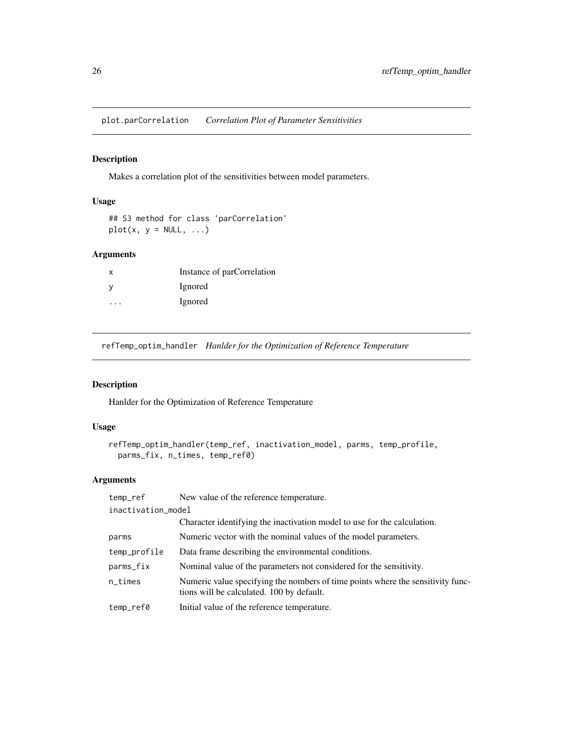## plot.parCorrelation *Correlation Plot of Parameter Sensitivities*

### Description

Makes a correlation plot of the sensitivities between model parameters.

### Usage

```
## S3 method for class 'parCorrelation'
plot(x, y = NULL, ...)
```

### Arguments

| | |
|---|---|
| x | Instance of parCorrelation |
| y | Ignored |
| ... | Ignored |

## refTemp_optim_handler *Hanlder for the Optimization of Reference Temperature*

### Description

Hanlder for the Optimization of Reference Temperature

### Usage

```
refTemp_optim_handler(temp_ref, inactivation_model, parms, temp_profile,
  parms_fix, n_times, temp_ref0)
```

### Arguments

| | |
|---|---|
| temp_ref | New value of the reference temperature. |
| inactivation_model | Character identifying the inactivation model to use for the calculation. |
| parms | Numeric vector with the nominal values of the model parameters. |
| temp_profile | Data frame describing the environmental conditions. |
| parms_fix | Nominal value of the parameters not considered for the sensitivity. |
| n_times | Numeric value specifying the nombers of time points where the sensitivity functions will be calculated. 100 by default. |
| temp_ref0 | Initial value of the reference temperature. |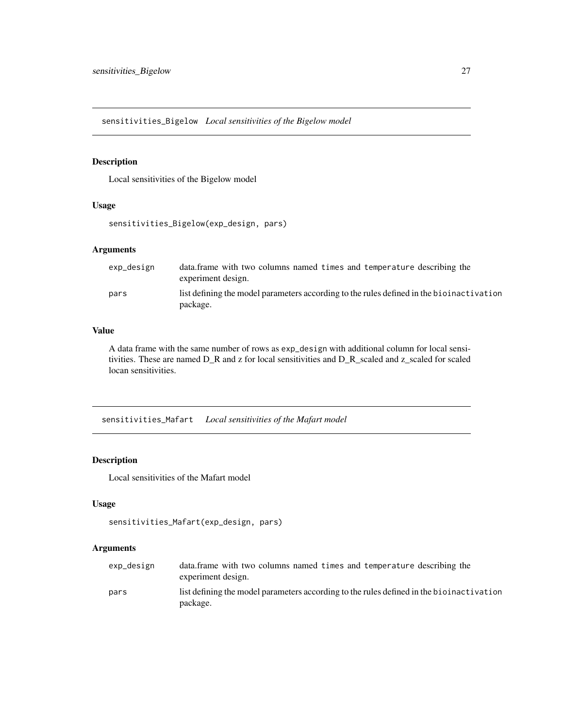## sensitivities_Bigelow *Local sensitivities of the Bigelow model*

### Description

Local sensitivities of the Bigelow model

### Usage

```
sensitivities_Bigelow(exp_design, pars)
```

### Arguments

| | |
|---|---|
| exp_design | data.frame with two columns named `times` and `temperature` describing the experiment design. |
| pars | list defining the model parameters according to the rules defined in the `bioinactivation` package. |

### Value

A data frame with the same number of rows as `exp_design` with additional column for local sensitivities. These are named D_R and z for local sensitivities and D_R_scaled and z_scaled for scaled locan sensitivities.

## sensitivities_Mafart *Local sensitivities of the Mafart model*

### Description

Local sensitivities of the Mafart model

### Usage

```
sensitivities_Mafart(exp_design, pars)
```

### Arguments

| | |
|---|---|
| exp_design | data.frame with two columns named `times` and `temperature` describing the experiment design. |
| pars | list defining the model parameters according to the rules defined in the `bioinactivation` package. |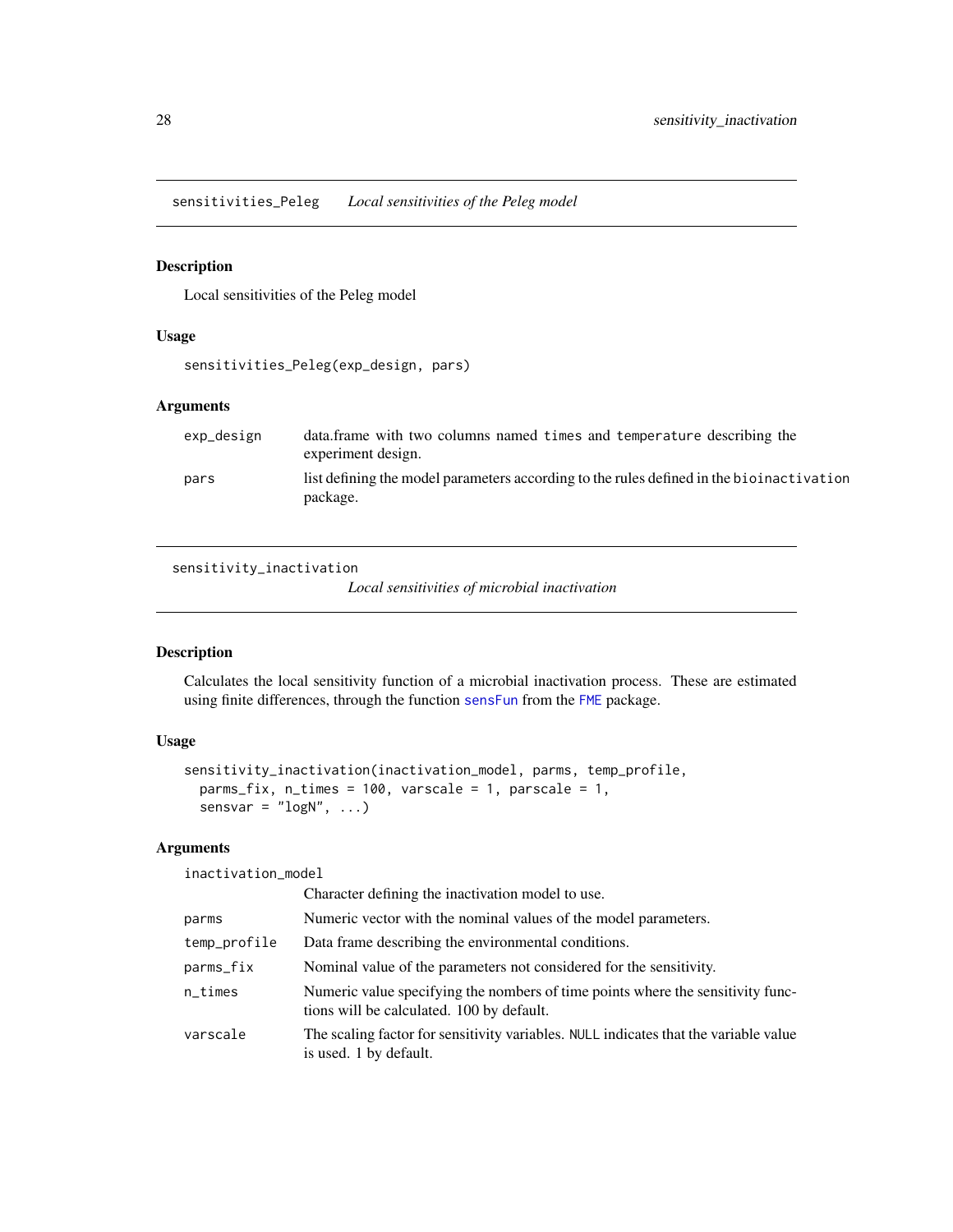## sensitivities_Peleg — *Local sensitivities of the Peleg model*

### Description

Local sensitivities of the Peleg model

### Usage

```
sensitivities_Peleg(exp_design, pars)
```

### Arguments

| | |
|---|---|
| `exp_design` | data.frame with two columns named `times` and `temperature` describing the experiment design. |
| `pars` | list defining the model parameters according to the rules defined in the `bioinactivation` package. |

## sensitivity_inactivation — *Local sensitivities of microbial inactivation*

### Description

Calculates the local sensitivity function of a microbial inactivation process. These are estimated using finite differences, through the function `sensFun` from the `FME` package.

### Usage

```
sensitivity_inactivation(inactivation_model, parms, temp_profile,
  parms_fix, n_times = 100, varscale = 1, parscale = 1,
  sensvar = "logN", ...)
```

### Arguments

| | |
|---|---|
| `inactivation_model` | Character defining the inactivation model to use. |
| `parms` | Numeric vector with the nominal values of the model parameters. |
| `temp_profile` | Data frame describing the environmental conditions. |
| `parms_fix` | Nominal value of the parameters not considered for the sensitivity. |
| `n_times` | Numeric value specifying the nombers of time points where the sensitivity functions will be calculated. 100 by default. |
| `varscale` | The scaling factor for sensitivity variables. `NULL` indicates that the variable value is used. 1 by default. |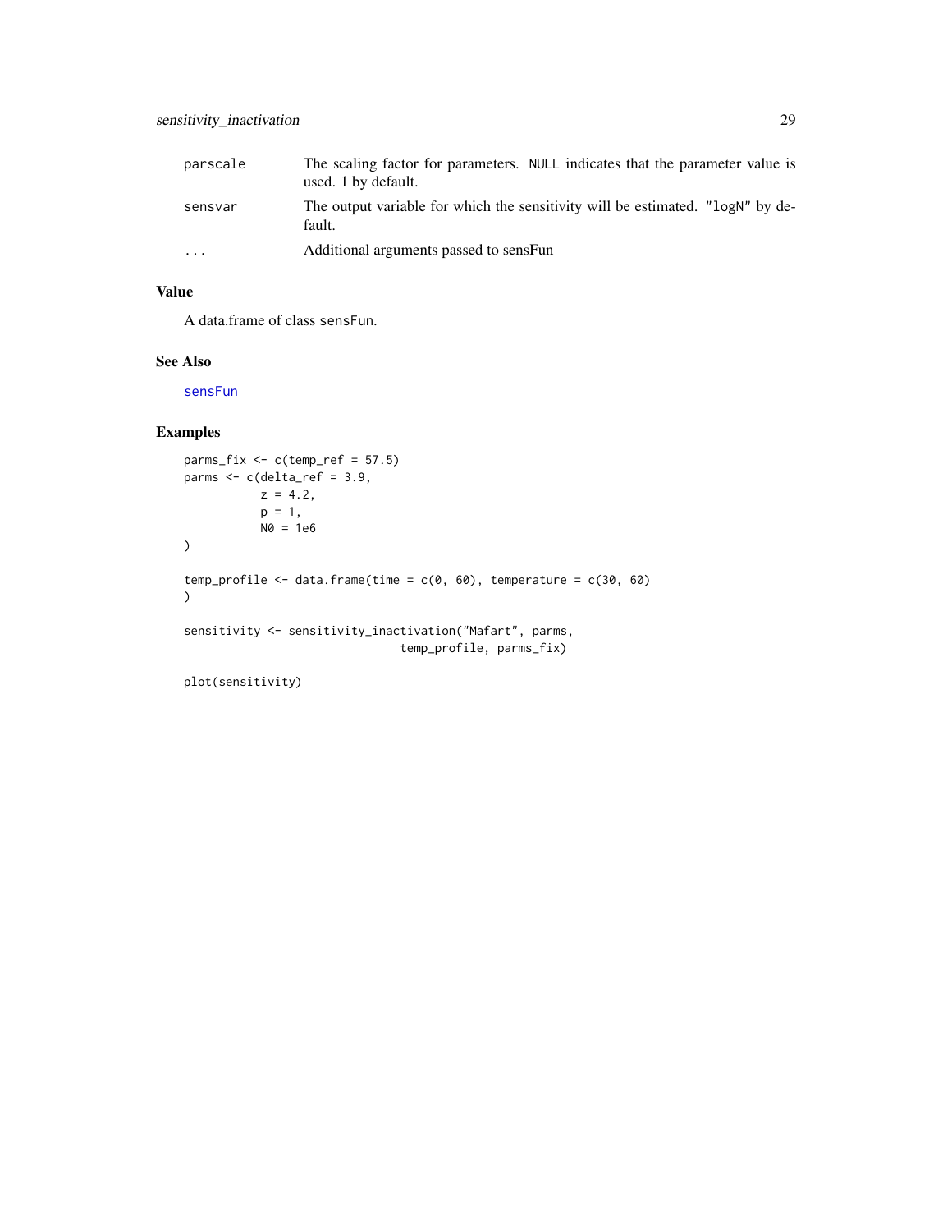| | |
|---|---|
| parscale | The scaling factor for parameters. NULL indicates that the parameter value is used. 1 by default. |
| sensvar | The output variable for which the sensitivity will be estimated. "logN" by default. |
| ... | Additional arguments passed to sensFun |

## Value

A data.frame of class sensFun.

## See Also

sensFun

## Examples

```
parms_fix <- c(temp_ref = 57.5)
parms <- c(delta_ref = 3.9,
           z = 4.2,
           p = 1,
           N0 = 1e6
)

temp_profile <- data.frame(time = c(0, 60), temperature = c(30, 60)
)

sensitivity <- sensitivity_inactivation("Mafart", parms,
                                temp_profile, parms_fix)

plot(sensitivity)
```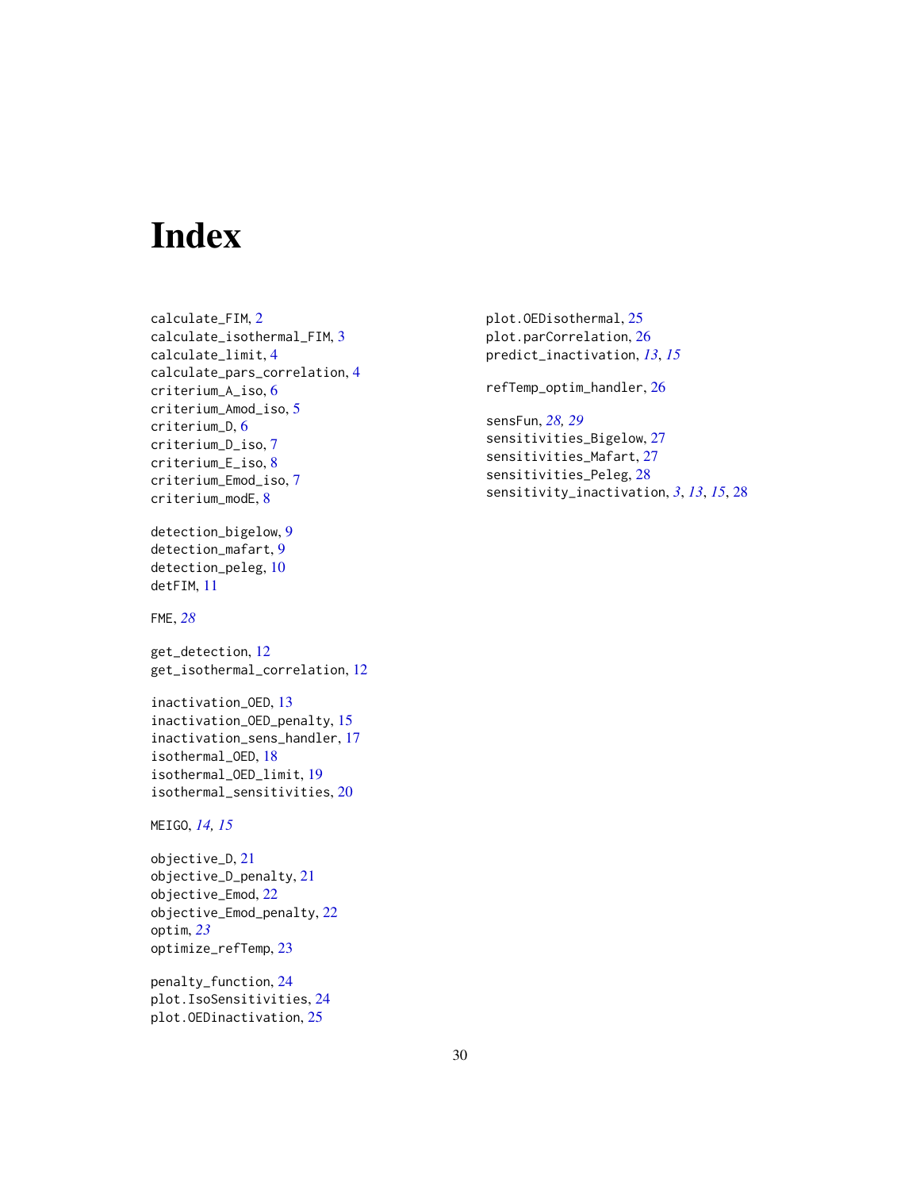# Index

calculate_FIM, 2
calculate_isothermal_FIM, 3
calculate_limit, 4
calculate_pars_correlation, 4
criterium_A_iso, 6
criterium_Amod_iso, 5
criterium_D, 6
criterium_D_iso, 7
criterium_E_iso, 8
criterium_Emod_iso, 7
criterium_modE, 8

detection_bigelow, 9
detection_mafart, 9
detection_peleg, 10
detFIM, 11

FME, *28*

get_detection, 12
get_isothermal_correlation, 12

inactivation_OED, 13
inactivation_OED_penalty, 15
inactivation_sens_handler, 17
isothermal_OED, 18
isothermal_OED_limit, 19
isothermal_sensitivities, 20

MEIGO, *14, 15*

objective_D, 21
objective_D_penalty, 21
objective_Emod, 22
objective_Emod_penalty, 22
optim, *23*
optimize_refTemp, 23

penalty_function, 24
plot.IsoSensitivities, 24
plot.OEDinactivation, 25
plot.OEDisothermal, 25
plot.parCorrelation, 26
predict_inactivation, *13*, *15*

refTemp_optim_handler, 26

sensFun, *28, 29*
sensitivities_Bigelow, 27
sensitivities_Mafart, 27
sensitivities_Peleg, 28
sensitivity_inactivation, *3*, *13*, *15*, 28